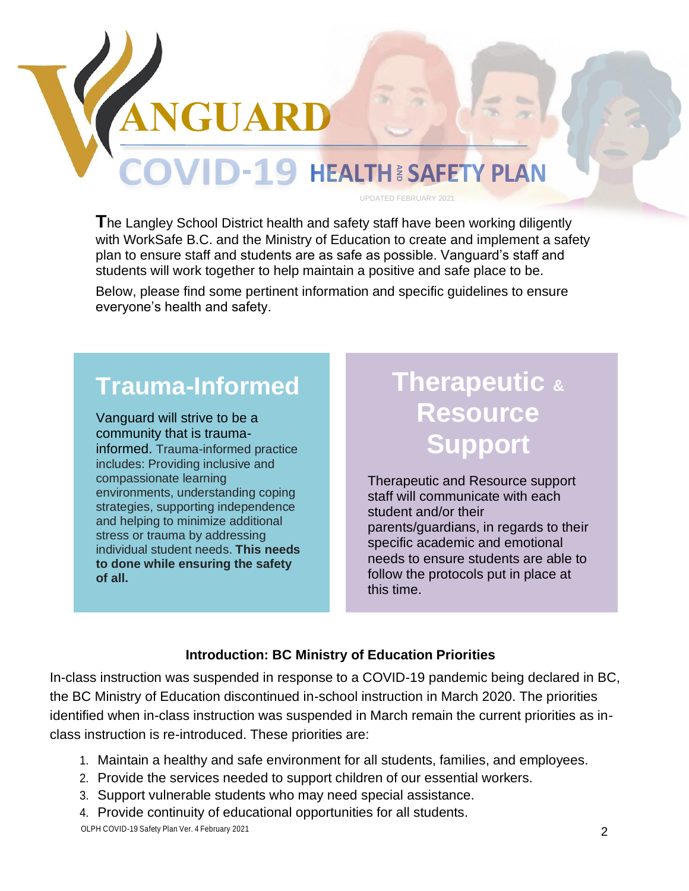# VANGUARD

# COVID-19 HEALTH AND SAFETY PLAN

UPDATED FEBRUARY 2021

**T**he Langley School District health and safety staff have been working diligently with WorkSafe B.C. and the Ministry of Education to create and implement a safety plan to ensure staff and students are as safe as possible. Vanguard's staff and students will work together to help maintain a positive and safe place to be.

Below, please find some pertinent information and specific guidelines to ensure everyone's health and safety.

## Trauma-Informed

Vanguard will strive to be a community that is trauma-informed. Trauma-informed practice includes: Providing inclusive and compassionate learning environments, understanding coping strategies, supporting independence and helping to minimize additional stress or trauma by addressing individual student needs. **This needs to done while ensuring the safety of all.**

## Therapeutic & Resource Support

Therapeutic and Resource support staff will communicate with each student and/or their parents/guardians, in regards to their specific academic and emotional needs to ensure students are able to follow the protocols put in place at this time.

### Introduction: BC Ministry of Education Priorities

In-class instruction was suspended in response to a COVID-19 pandemic being declared in BC, the BC Ministry of Education discontinued in-school instruction in March 2020. The priorities identified when in-class instruction was suspended in March remain the current priorities as in-class instruction is re-introduced. These priorities are:

1. Maintain a healthy and safe environment for all students, families, and employees.
2. Provide the services needed to support children of our essential workers.
3. Support vulnerable students who may need special assistance.
4. Provide continuity of educational opportunities for all students.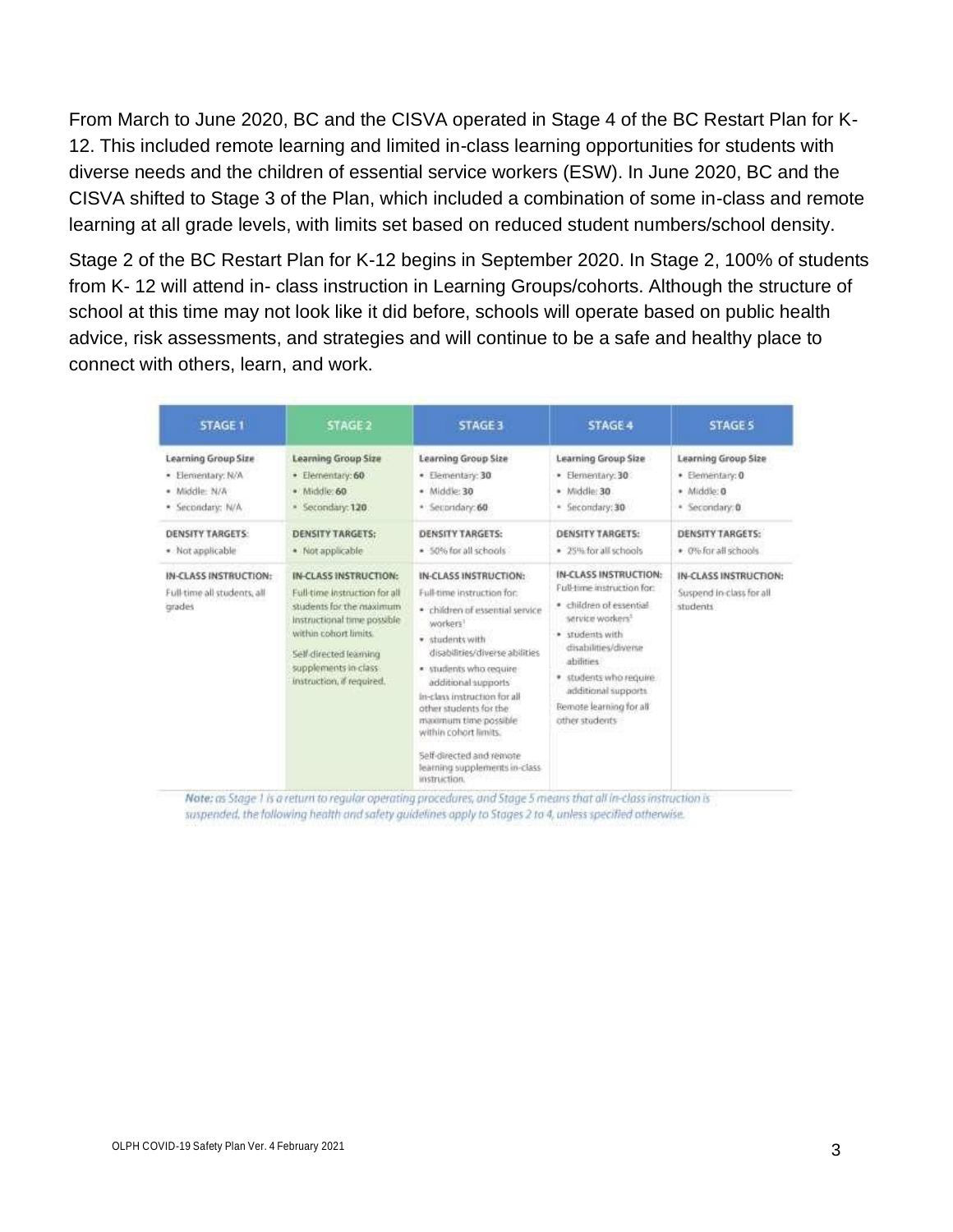From March to June 2020, BC and the CISVA operated in Stage 4 of the BC Restart Plan for K-12. This included remote learning and limited in-class learning opportunities for students with diverse needs and the children of essential service workers (ESW). In June 2020, BC and the CISVA shifted to Stage 3 of the Plan, which included a combination of some in-class and remote learning at all grade levels, with limits set based on reduced student numbers/school density.

Stage 2 of the BC Restart Plan for K-12 begins in September 2020. In Stage 2, 100% of students from K- 12 will attend in- class instruction in Learning Groups/cohorts. Although the structure of school at this time may not look like it did before, schools will operate based on public health advice, risk assessments, and strategies and will continue to be a safe and healthy place to connect with others, learn, and work.

| STAGE 1 | STAGE 2 | STAGE 3 | STAGE 4 | STAGE 5 |
|---|---|---|---|---|
| **Learning Group Size**<br>• Elementary: N/A<br>• Middle: N/A<br>• Secondary: N/A | **Learning Group Size**<br>• Elementary: **60**<br>• Middle: **60**<br>• Secondary: **120** | **Learning Group Size**<br>• Elementary: **30**<br>• Middle: **30**<br>• Secondary: **60** | **Learning Group Size**<br>• Elementary: **30**<br>• Middle: **30**<br>• Secondary: **30** | **Learning Group Size**<br>• Elementary: **0**<br>• Middle: **0**<br>• Secondary: **0** |
| **DENSITY TARGETS:**<br>• Not applicable | **DENSITY TARGETS:**<br>• Not applicable | **DENSITY TARGETS:**<br>• 50% for all schools | **DENSITY TARGETS:**<br>• 25% for all schools | **DENSITY TARGETS:**<br>• 0% for all schools |
| **IN-CLASS INSTRUCTION:**<br>Full-time all students, all grades | **IN-CLASS INSTRUCTION:**<br>Full-time instruction for all students for the maximum instructional time possible within cohort limits.<br>Self-directed learning supplements in-class instruction, if required. | **IN-CLASS INSTRUCTION:**<br>Full-time instruction for:<br>• children of essential service workers[1]<br>• students with disabilities/diverse abilities<br>• students who require additional supports<br>In-class instruction for all other students for the maximum time possible within cohort limits.<br>Self-directed and remote learning supplements in-class instruction. | **IN-CLASS INSTRUCTION:**<br>Full-time instruction for:<br>• children of essential service workers[1]<br>• students with disabilities/diverse abilities<br>• students who require additional supports<br>Remote learning for all other students | **IN-CLASS INSTRUCTION:**<br>Suspend in-class for all students |

***Note:** as Stage 1 is a return to regular operating procedures, and Stage 5 means that all in-class instruction is suspended, the following health and safety guidelines apply to Stages 2 to 4, unless specified otherwise.*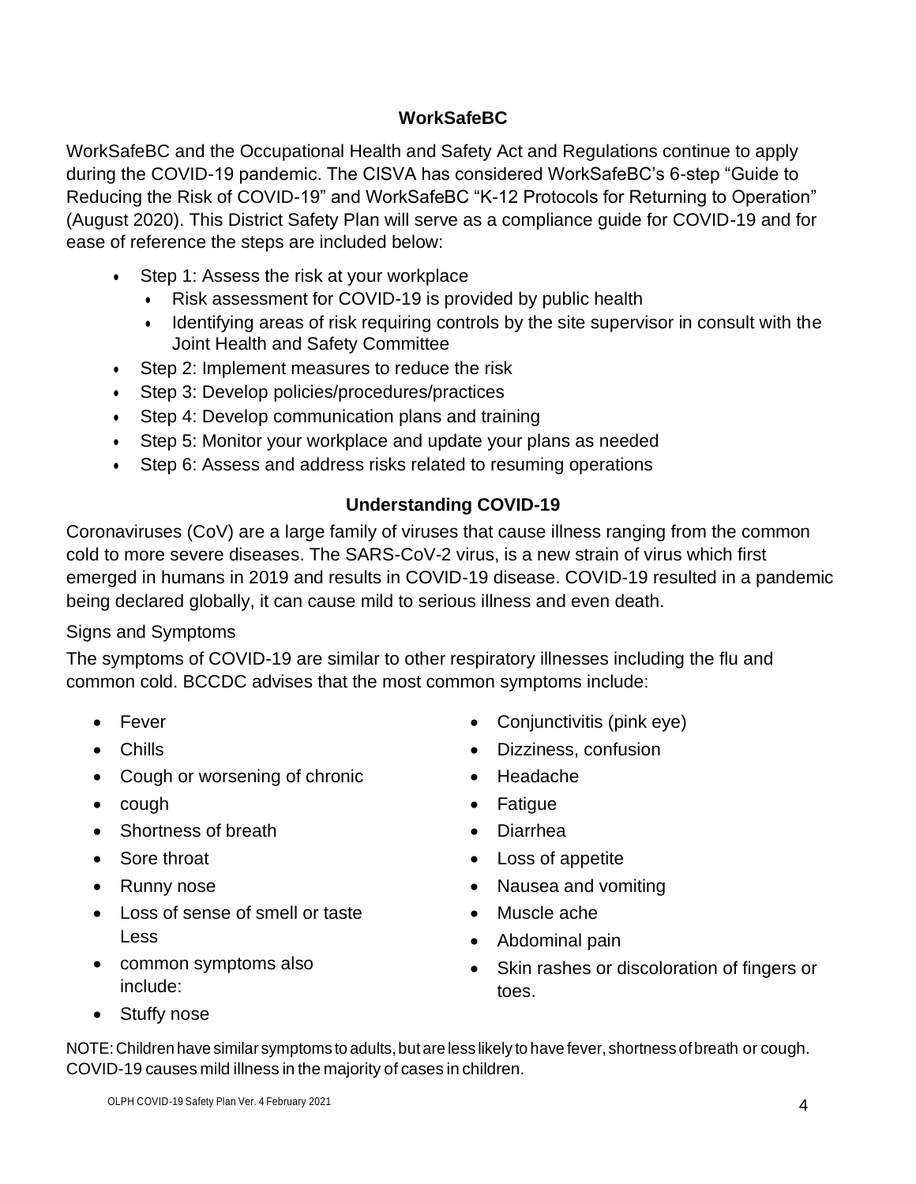## WorkSafeBC

WorkSafeBC and the Occupational Health and Safety Act and Regulations continue to apply during the COVID-19 pandemic. The CISVA has considered WorkSafeBC's 6-step "Guide to Reducing the Risk of COVID-19" and WorkSafeBC "K-12 Protocols for Returning to Operation" (August 2020). This District Safety Plan will serve as a compliance guide for COVID-19 and for ease of reference the steps are included below:

- Step 1: Assess the risk at your workplace
  - Risk assessment for COVID-19 is provided by public health
  - Identifying areas of risk requiring controls by the site supervisor in consult with the Joint Health and Safety Committee
- Step 2: Implement measures to reduce the risk
- Step 3: Develop policies/procedures/practices
- Step 4: Develop communication plans and training
- Step 5: Monitor your workplace and update your plans as needed
- Step 6: Assess and address risks related to resuming operations

## Understanding COVID-19

Coronaviruses (CoV) are a large family of viruses that cause illness ranging from the common cold to more severe diseases. The SARS-CoV-2 virus, is a new strain of virus which first emerged in humans in 2019 and results in COVID-19 disease. COVID-19 resulted in a pandemic being declared globally, it can cause mild to serious illness and even death.

Signs and Symptoms

The symptoms of COVID-19 are similar to other respiratory illnesses including the flu and common cold. BCCDC advises that the most common symptoms include:

- Fever
- Chills
- Cough or worsening of chronic
- cough
- Shortness of breath
- Sore throat
- Runny nose
- Loss of sense of smell or taste Less
- common symptoms also include:
- Stuffy nose
- Conjunctivitis (pink eye)
- Dizziness, confusion
- Headache
- Fatigue
- Diarrhea
- Loss of appetite
- Nausea and vomiting
- Muscle ache
- Abdominal pain
- Skin rashes or discoloration of fingers or toes.

NOTE: Children have similar symptoms to adults, but are less likely to have fever, shortness of breath or cough. COVID-19 causes mild illness in the majority of cases in children.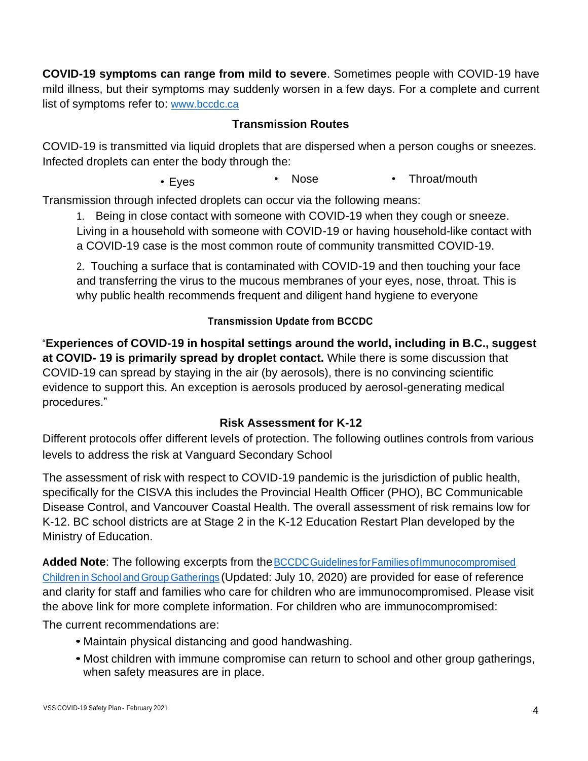**COVID-19 symptoms can range from mild to severe**. Sometimes people with COVID-19 have mild illness, but their symptoms may suddenly worsen in a few days. For a complete and current list of symptoms refer to: [www.bccdc.ca](www.bccdc.ca)

### Transmission Routes

COVID-19 is transmitted via liquid droplets that are dispersed when a person coughs or sneezes. Infected droplets can enter the body through the:

- Eyes
- Nose
- Throat/mouth

Transmission through infected droplets can occur via the following means:

1. Being in close contact with someone with COVID-19 when they cough or sneeze. Living in a household with someone with COVID-19 or having household-like contact with a COVID-19 case is the most common route of community transmitted COVID-19.

2. Touching a surface that is contaminated with COVID-19 and then touching your face and transferring the virus to the mucous membranes of your eyes, nose, throat. This is why public health recommends frequent and diligent hand hygiene to everyone

#### Transmission Update from BCCDC

"**Experiences of COVID-19 in hospital settings around the world, including in B.C., suggest at COVID- 19 is primarily spread by droplet contact.** While there is some discussion that COVID-19 can spread by staying in the air (by aerosols), there is no convincing scientific evidence to support this. An exception is aerosols produced by aerosol-generating medical procedures."

### Risk Assessment for K-12

Different protocols offer different levels of protection. The following outlines controls from various levels to address the risk at Vanguard Secondary School

The assessment of risk with respect to COVID-19 pandemic is the jurisdiction of public health, specifically for the CISVA this includes the Provincial Health Officer (PHO), BC Communicable Disease Control, and Vancouver Coastal Health. The overall assessment of risk remains low for K-12. BC school districts are at Stage 2 in the K-12 Education Restart Plan developed by the Ministry of Education.

**Added Note**: The following excerpts from the BCCDC Guidelines for Families of Immunocompromised Children in School and Group Gatherings (Updated: July 10, 2020) are provided for ease of reference and clarity for staff and families who care for children who are immunocompromised. Please visit the above link for more complete information. For children who are immunocompromised:

The current recommendations are:

- Maintain physical distancing and good handwashing.
- Most children with immune compromise can return to school and other group gatherings, when safety measures are in place.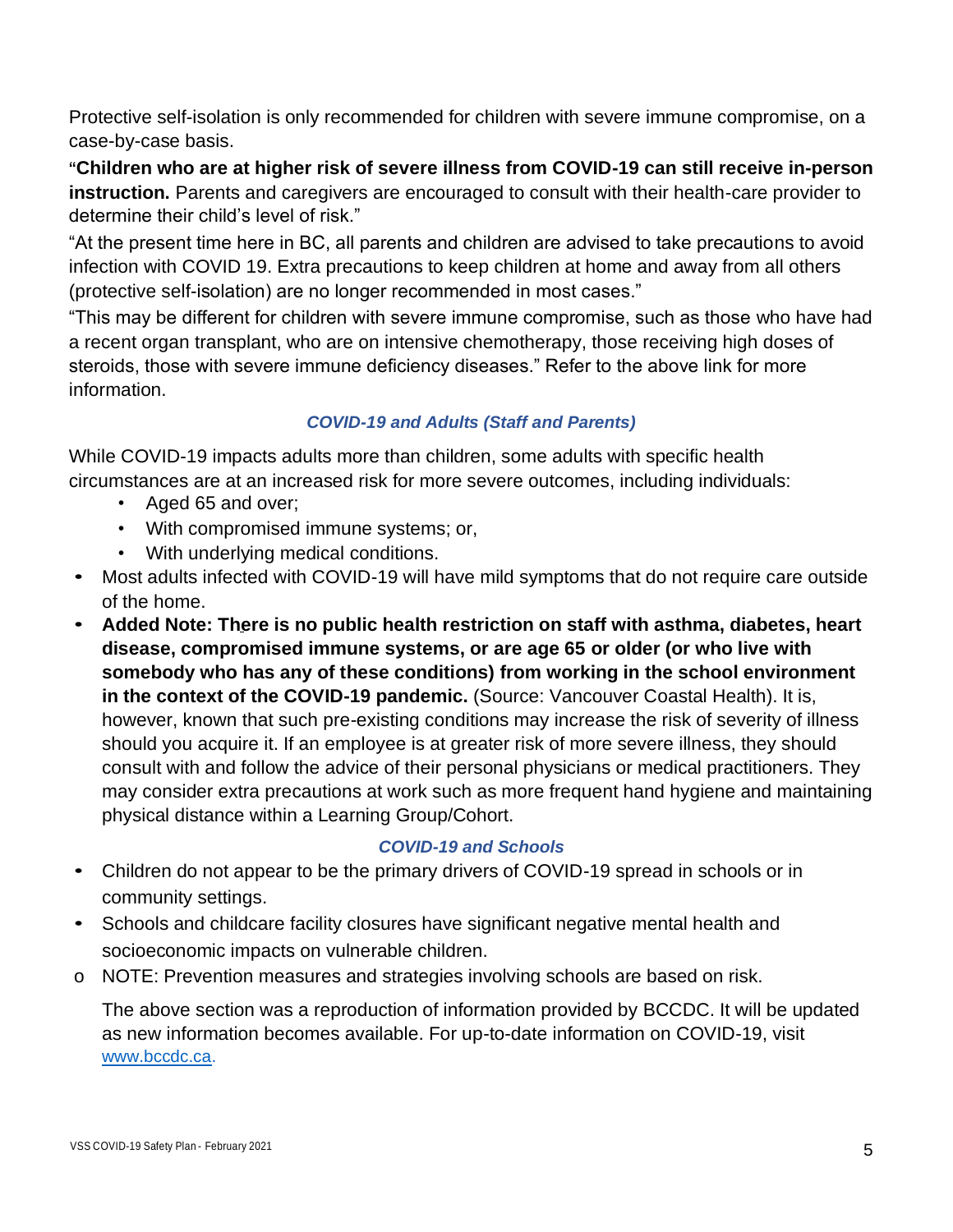Protective self-isolation is only recommended for children with severe immune compromise, on a case-by-case basis.

"**Children who are at higher risk of severe illness from COVID-19 can still receive in-person instruction.** Parents and caregivers are encouraged to consult with their health-care provider to determine their child's level of risk."

"At the present time here in BC, all parents and children are advised to take precautions to avoid infection with COVID 19. Extra precautions to keep children at home and away from all others (protective self-isolation) are no longer recommended in most cases."

"This may be different for children with severe immune compromise, such as those who have had a recent organ transplant, who are on intensive chemotherapy, those receiving high doses of steroids, those with severe immune deficiency diseases." Refer to the above link for more information.

### *COVID-19 and Adults (Staff and Parents)*

While COVID-19 impacts adults more than children, some adults with specific health circumstances are at an increased risk for more severe outcomes, including individuals:

- Aged 65 and over;
- With compromised immune systems; or,
- With underlying medical conditions.

- Most adults infected with COVID-19 will have mild symptoms that do not require care outside of the home.
- **Added Note: There is no public health restriction on staff with asthma, diabetes, heart disease, compromised immune systems, or are age 65 or older (or who live with somebody who has any of these conditions) from working in the school environment in the context of the COVID-19 pandemic.** (Source: Vancouver Coastal Health). It is, however, known that such pre-existing conditions may increase the risk of severity of illness should you acquire it. If an employee is at greater risk of more severe illness, they should consult with and follow the advice of their personal physicians or medical practitioners. They may consider extra precautions at work such as more frequent hand hygiene and maintaining physical distance within a Learning Group/Cohort.

### *COVID-19 and Schools*

- Children do not appear to be the primary drivers of COVID-19 spread in schools or in community settings.
- Schools and childcare facility closures have significant negative mental health and socioeconomic impacts on vulnerable children.
  - NOTE: Prevention measures and strategies involving schools are based on risk.

The above section was a reproduction of information provided by BCCDC. It will be updated as new information becomes available. For up-to-date information on COVID-19, visit [www.bccdc.ca](http://www.bccdc.ca).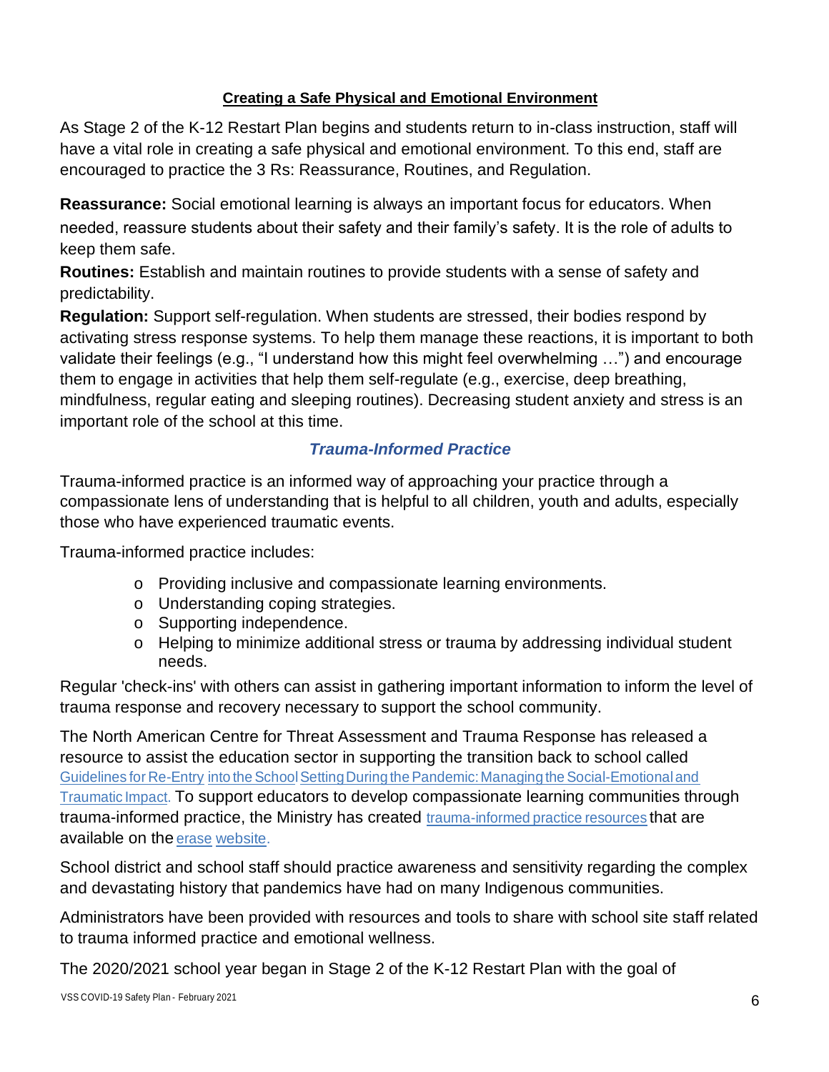## Creating a Safe Physical and Emotional Environment

As Stage 2 of the K-12 Restart Plan begins and students return to in-class instruction, staff will have a vital role in creating a safe physical and emotional environment. To this end, staff are encouraged to practice the 3 Rs: Reassurance, Routines, and Regulation.

**Reassurance:** Social emotional learning is always an important focus for educators. When needed, reassure students about their safety and their family's safety. It is the role of adults to keep them safe.

**Routines:** Establish and maintain routines to provide students with a sense of safety and predictability.

**Regulation:** Support self-regulation. When students are stressed, their bodies respond by activating stress response systems. To help them manage these reactions, it is important to both validate their feelings (e.g., "I understand how this might feel overwhelming …") and encourage them to engage in activities that help them self-regulate (e.g., exercise, deep breathing, mindfulness, regular eating and sleeping routines). Decreasing student anxiety and stress is an important role of the school at this time.

### *Trauma-Informed Practice*

Trauma-informed practice is an informed way of approaching your practice through a compassionate lens of understanding that is helpful to all children, youth and adults, especially those who have experienced traumatic events.

Trauma-informed practice includes:

- Providing inclusive and compassionate learning environments.
- Understanding coping strategies.
- Supporting independence.
- Helping to minimize additional stress or trauma by addressing individual student needs.

Regular 'check-ins' with others can assist in gathering important information to inform the level of trauma response and recovery necessary to support the school community.

The North American Centre for Threat Assessment and Trauma Response has released a resource to assist the education sector in supporting the transition back to school called Guidelines for Re-Entry into the School Setting During the Pandemic: Managing the Social-Emotional and Traumatic Impact. To support educators to develop compassionate learning communities through trauma-informed practice, the Ministry has created trauma-informed practice resources that are available on the erase website.

School district and school staff should practice awareness and sensitivity regarding the complex and devastating history that pandemics have had on many Indigenous communities.

Administrators have been provided with resources and tools to share with school site staff related to trauma informed practice and emotional wellness.

The 2020/2021 school year began in Stage 2 of the K-12 Restart Plan with the goal of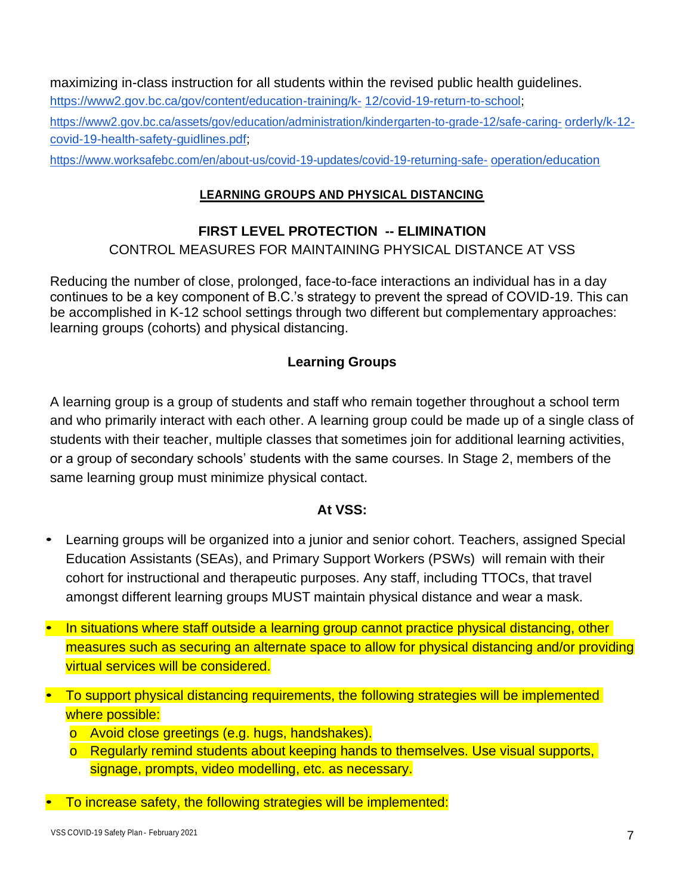maximizing in-class instruction for all students within the revised public health guidelines. https://www2.gov.bc.ca/gov/content/education-training/k- 12/covid-19-return-to-school;

https://www2.gov.bc.ca/assets/gov/education/administration/kindergarten-to-grade-12/safe-caring- orderly/k-12-covid-19-health-safety-guidlines.pdf;

https://www.worksafebc.com/en/about-us/covid-19-updates/covid-19-returning-safe- operation/education

## LEARNING GROUPS AND PHYSICAL DISTANCING

### FIRST LEVEL PROTECTION -- ELIMINATION

CONTROL MEASURES FOR MAINTAINING PHYSICAL DISTANCE AT VSS

Reducing the number of close, prolonged, face-to-face interactions an individual has in a day continues to be a key component of B.C.'s strategy to prevent the spread of COVID-19. This can be accomplished in K-12 school settings through two different but complementary approaches: learning groups (cohorts) and physical distancing.

### Learning Groups

A learning group is a group of students and staff who remain together throughout a school term and who primarily interact with each other. A learning group could be made up of a single class of students with their teacher, multiple classes that sometimes join for additional learning activities, or a group of secondary schools' students with the same courses. In Stage 2, members of the same learning group must minimize physical contact.

**At VSS:**

- Learning groups will be organized into a junior and senior cohort. Teachers, assigned Special Education Assistants (SEAs), and Primary Support Workers (PSWs) will remain with their cohort for instructional and therapeutic purposes. Any staff, including TTOCs, that travel amongst different learning groups MUST maintain physical distance and wear a mask.
- In situations where staff outside a learning group cannot practice physical distancing, other measures such as securing an alternate space to allow for physical distancing and/or providing virtual services will be considered.
- To support physical distancing requirements, the following strategies will be implemented where possible:
  - Avoid close greetings (e.g. hugs, handshakes).
  - Regularly remind students about keeping hands to themselves. Use visual supports, signage, prompts, video modelling, etc. as necessary.
- To increase safety, the following strategies will be implemented: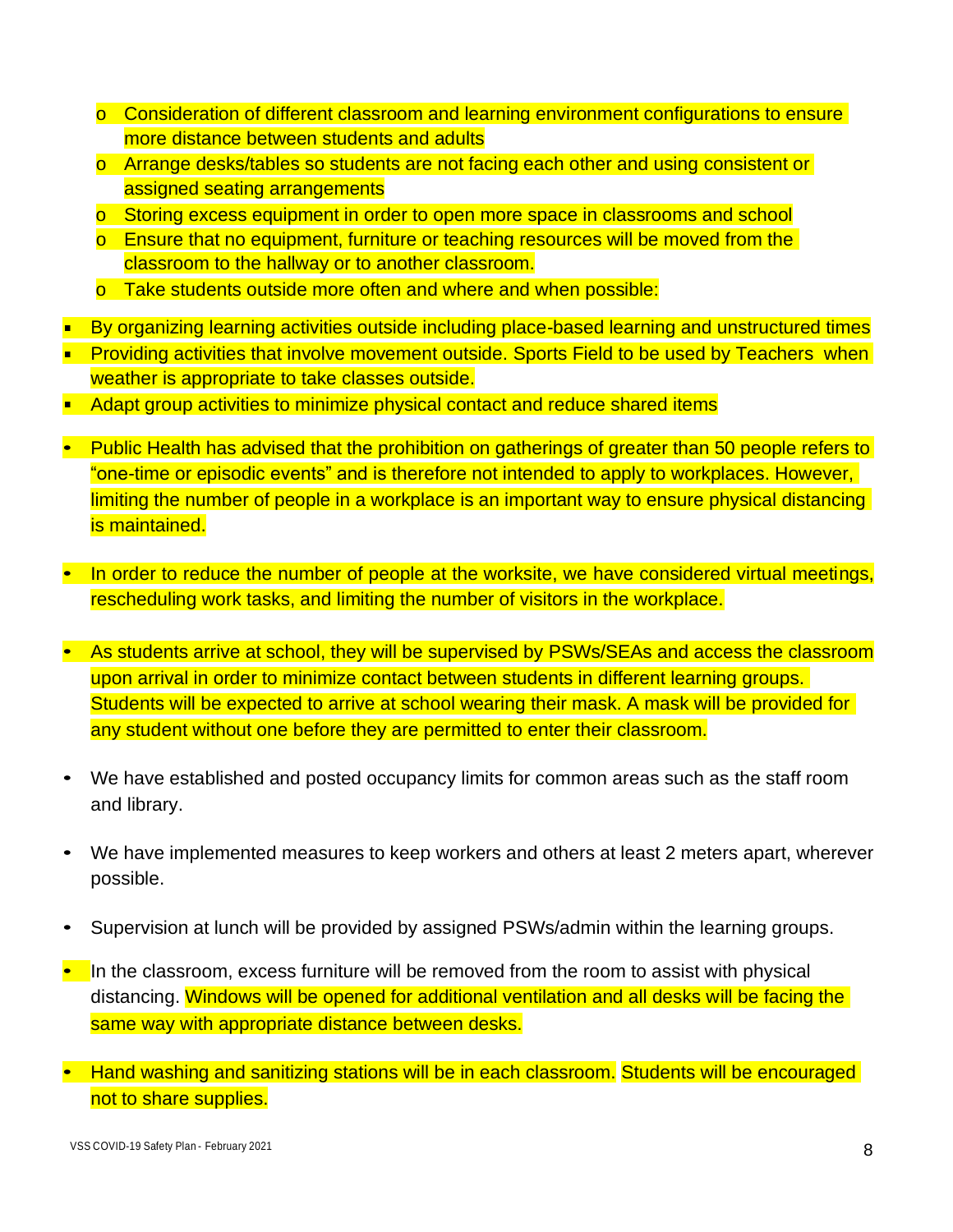- Consideration of different classroom and learning environment configurations to ensure more distance between students and adults
  - Arrange desks/tables so students are not facing each other and using consistent or assigned seating arrangements
  - Storing excess equipment in order to open more space in classrooms and school
  - Ensure that no equipment, furniture or teaching resources will be moved from the classroom to the hallway or to another classroom.
  - Take students outside more often and where and when possible:
    - By organizing learning activities outside including place-based learning and unstructured times
    - Providing activities that involve movement outside. Sports Field to be used by Teachers when weather is appropriate to take classes outside.
    - Adapt group activities to minimize physical contact and reduce shared items

- Public Health has advised that the prohibition on gatherings of greater than 50 people refers to "one-time or episodic events" and is therefore not intended to apply to workplaces. However, limiting the number of people in a workplace is an important way to ensure physical distancing is maintained.

- In order to reduce the number of people at the worksite, we have considered virtual meetings, rescheduling work tasks, and limiting the number of visitors in the workplace.

- As students arrive at school, they will be supervised by PSWs/SEAs and access the classroom upon arrival in order to minimize contact between students in different learning groups. Students will be expected to arrive at school wearing their mask. A mask will be provided for any student without one before they are permitted to enter their classroom.

- We have established and posted occupancy limits for common areas such as the staff room and library.

- We have implemented measures to keep workers and others at least 2 meters apart, wherever possible.

- Supervision at lunch will be provided by assigned PSWs/admin within the learning groups.

- In the classroom, excess furniture will be removed from the room to assist with physical distancing. Windows will be opened for additional ventilation and all desks will be facing the same way with appropriate distance between desks.

- Hand washing and sanitizing stations will be in each classroom. Students will be encouraged not to share supplies.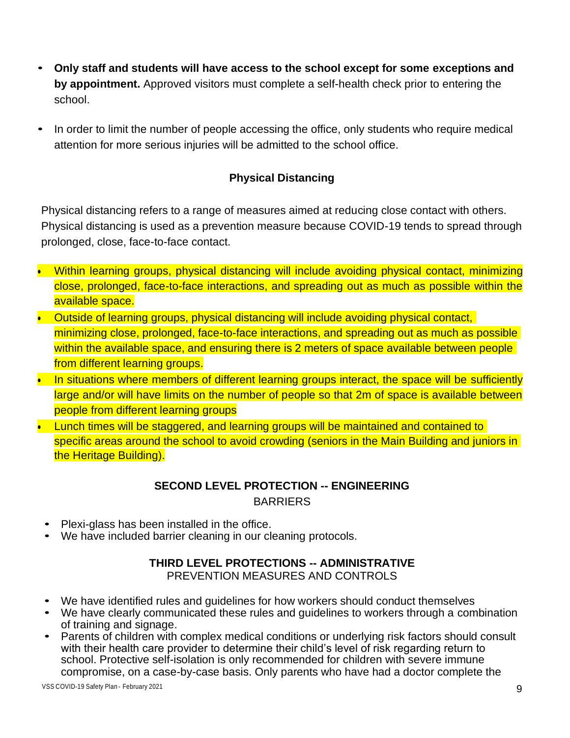- **Only staff and students will have access to the school except for some exceptions and by appointment.** Approved visitors must complete a self-health check prior to entering the school.

- In order to limit the number of people accessing the office, only students who require medical attention for more serious injuries will be admitted to the school office.

### Physical Distancing

Physical distancing refers to a range of measures aimed at reducing close contact with others. Physical distancing is used as a prevention measure because COVID-19 tends to spread through prolonged, close, face-to-face contact.

- Within learning groups, physical distancing will include avoiding physical contact, minimizing close, prolonged, face-to-face interactions, and spreading out as much as possible within the available space.
- Outside of learning groups, physical distancing will include avoiding physical contact, minimizing close, prolonged, face-to-face interactions, and spreading out as much as possible within the available space, and ensuring there is 2 meters of space available between people from different learning groups.
- In situations where members of different learning groups interact, the space will be sufficiently large and/or will have limits on the number of people so that 2m of space is available between people from different learning groups
- Lunch times will be staggered, and learning groups will be maintained and contained to specific areas around the school to avoid crowding (seniors in the Main Building and juniors in the Heritage Building).

### SECOND LEVEL PROTECTION -- ENGINEERING

BARRIERS

- Plexi-glass has been installed in the office.
- We have included barrier cleaning in our cleaning protocols.

### THIRD LEVEL PROTECTIONS -- ADMINISTRATIVE

PREVENTION MEASURES AND CONTROLS

- We have identified rules and guidelines for how workers should conduct themselves
- We have clearly communicated these rules and guidelines to workers through a combination of training and signage.
- Parents of children with complex medical conditions or underlying risk factors should consult with their health care provider to determine their child's level of risk regarding return to school. Protective self-isolation is only recommended for children with severe immune compromise, on a case-by-case basis. Only parents who have had a doctor complete the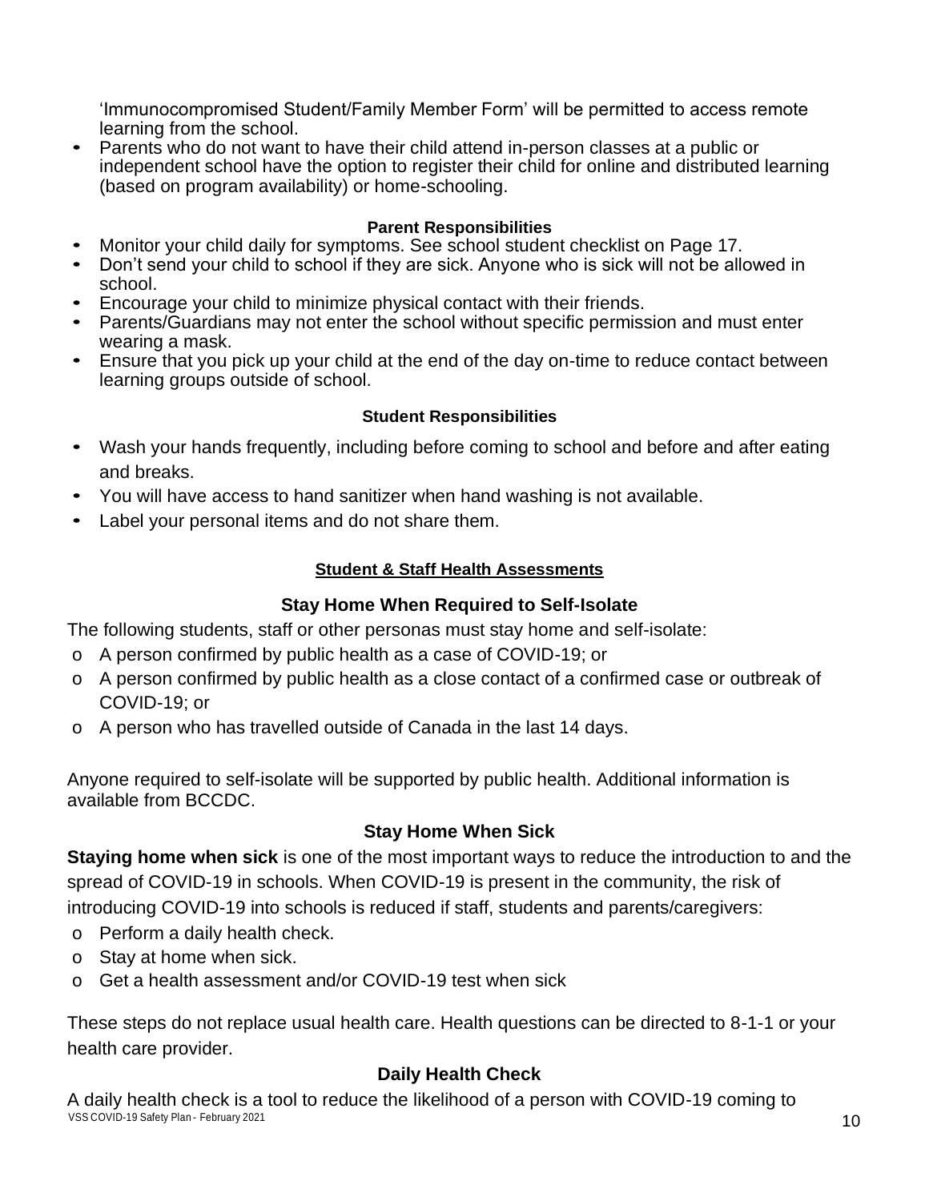'Immunocompromised Student/Family Member Form' will be permitted to access remote learning from the school.

- Parents who do not want to have their child attend in-person classes at a public or independent school have the option to register their child for online and distributed learning (based on program availability) or home-schooling.

**Parent Responsibilities**

- Monitor your child daily for symptoms. See school student checklist on Page 17.
- Don't send your child to school if they are sick. Anyone who is sick will not be allowed in school.
- Encourage your child to minimize physical contact with their friends.
- Parents/Guardians may not enter the school without specific permission and must enter wearing a mask.
- Ensure that you pick up your child at the end of the day on-time to reduce contact between learning groups outside of school.

**Student Responsibilities**

- Wash your hands frequently, including before coming to school and before and after eating and breaks.
- You will have access to hand sanitizer when hand washing is not available.
- Label your personal items and do not share them.

## Student & Staff Health Assessments

### Stay Home When Required to Self-Isolate

The following students, staff or other personas must stay home and self-isolate:

- A person confirmed by public health as a case of COVID-19; or
- A person confirmed by public health as a close contact of a confirmed case or outbreak of COVID-19; or
- A person who has travelled outside of Canada in the last 14 days.

Anyone required to self-isolate will be supported by public health. Additional information is available from BCCDC.

### Stay Home When Sick

**Staying home when sick** is one of the most important ways to reduce the introduction to and the spread of COVID-19 in schools. When COVID-19 is present in the community, the risk of introducing COVID-19 into schools is reduced if staff, students and parents/caregivers:

- Perform a daily health check.
- Stay at home when sick.
- Get a health assessment and/or COVID-19 test when sick

These steps do not replace usual health care. Health questions can be directed to 8-1-1 or your health care provider.

### Daily Health Check

A daily health check is a tool to reduce the likelihood of a person with COVID-19 coming to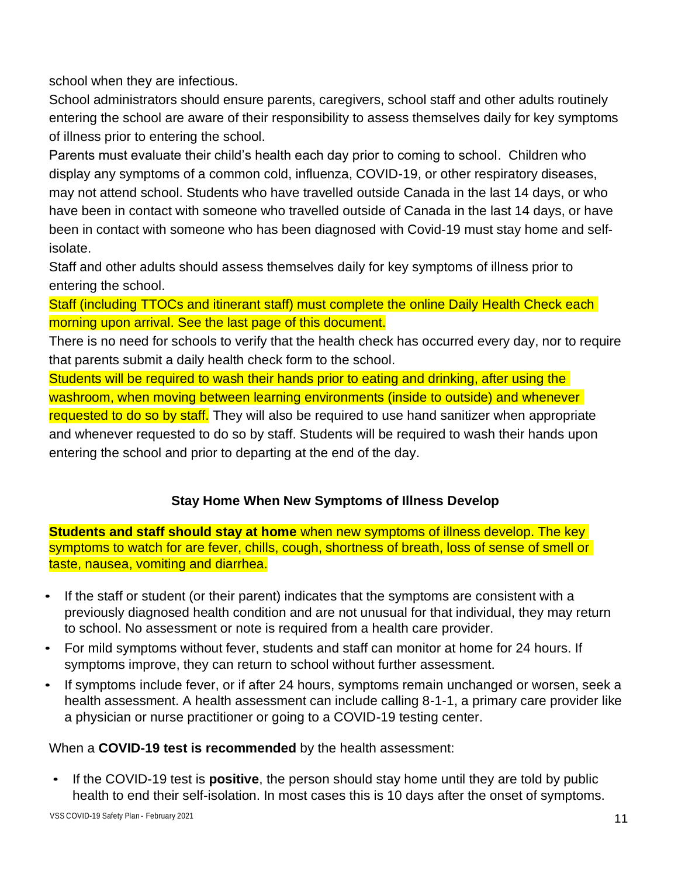school when they are infectious.

School administrators should ensure parents, caregivers, school staff and other adults routinely entering the school are aware of their responsibility to assess themselves daily for key symptoms of illness prior to entering the school.

Parents must evaluate their child's health each day prior to coming to school. Children who display any symptoms of a common cold, influenza, COVID-19, or other respiratory diseases, may not attend school. Students who have travelled outside Canada in the last 14 days, or who have been in contact with someone who travelled outside of Canada in the last 14 days, or have been in contact with someone who has been diagnosed with Covid-19 must stay home and self-isolate.

Staff and other adults should assess themselves daily for key symptoms of illness prior to entering the school.

Staff (including TTOCs and itinerant staff) must complete the online Daily Health Check each morning upon arrival. See the last page of this document.

There is no need for schools to verify that the health check has occurred every day, nor to require that parents submit a daily health check form to the school.

Students will be required to wash their hands prior to eating and drinking, after using the washroom, when moving between learning environments (inside to outside) and whenever requested to do so by staff. They will also be required to use hand sanitizer when appropriate and whenever requested to do so by staff. Students will be required to wash their hands upon entering the school and prior to departing at the end of the day.

### Stay Home When New Symptoms of Illness Develop

**Students and staff should stay at home** when new symptoms of illness develop. The key symptoms to watch for are fever, chills, cough, shortness of breath, loss of sense of smell or taste, nausea, vomiting and diarrhea.

- If the staff or student (or their parent) indicates that the symptoms are consistent with a previously diagnosed health condition and are not unusual for that individual, they may return to school. No assessment or note is required from a health care provider.
- For mild symptoms without fever, students and staff can monitor at home for 24 hours. If symptoms improve, they can return to school without further assessment.
- If symptoms include fever, or if after 24 hours, symptoms remain unchanged or worsen, seek a health assessment. A health assessment can include calling 8-1-1, a primary care provider like a physician or nurse practitioner or going to a COVID-19 testing center.

When a **COVID-19 test is recommended** by the health assessment:

- If the COVID-19 test is **positive**, the person should stay home until they are told by public health to end their self-isolation. In most cases this is 10 days after the onset of symptoms.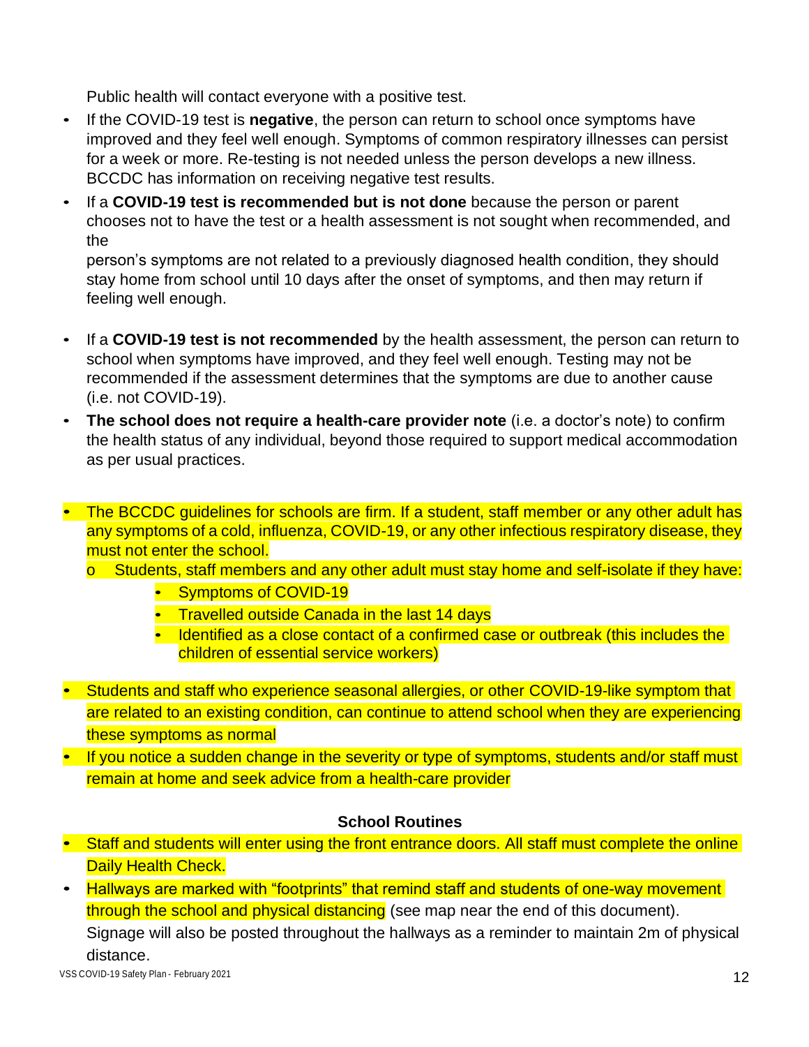Public health will contact everyone with a positive test.

- If the COVID-19 test is **negative**, the person can return to school once symptoms have improved and they feel well enough. Symptoms of common respiratory illnesses can persist for a week or more. Re-testing is not needed unless the person develops a new illness. BCCDC has information on receiving negative test results.
- If a **COVID-19 test is recommended but is not done** because the person or parent chooses not to have the test or a health assessment is not sought when recommended, and the person's symptoms are not related to a previously diagnosed health condition, they should stay home from school until 10 days after the onset of symptoms, and then may return if feeling well enough.
- If a **COVID-19 test is not recommended** by the health assessment, the person can return to school when symptoms have improved, and they feel well enough. Testing may not be recommended if the assessment determines that the symptoms are due to another cause (i.e. not COVID-19).
- **The school does not require a health-care provider note** (i.e. a doctor's note) to confirm the health status of any individual, beyond those required to support medical accommodation as per usual practices.

- The BCCDC guidelines for schools are firm. If a student, staff member or any other adult has any symptoms of a cold, influenza, COVID-19, or any other infectious respiratory disease, they must not enter the school.
  - Students, staff members and any other adult must stay home and self-isolate if they have:
    - Symptoms of COVID-19
    - Travelled outside Canada in the last 14 days
    - Identified as a close contact of a confirmed case or outbreak (this includes the children of essential service workers)
- Students and staff who experience seasonal allergies, or other COVID-19-like symptom that are related to an existing condition, can continue to attend school when they are experiencing these symptoms as normal
- If you notice a sudden change in the severity or type of symptoms, students and/or staff must remain at home and seek advice from a health-care provider

### School Routines

- Staff and students will enter using the front entrance doors. All staff must complete the online Daily Health Check.
- Hallways are marked with "footprints" that remind staff and students of one-way movement through the school and physical distancing (see map near the end of this document). Signage will also be posted throughout the hallways as a reminder to maintain 2m of physical distance.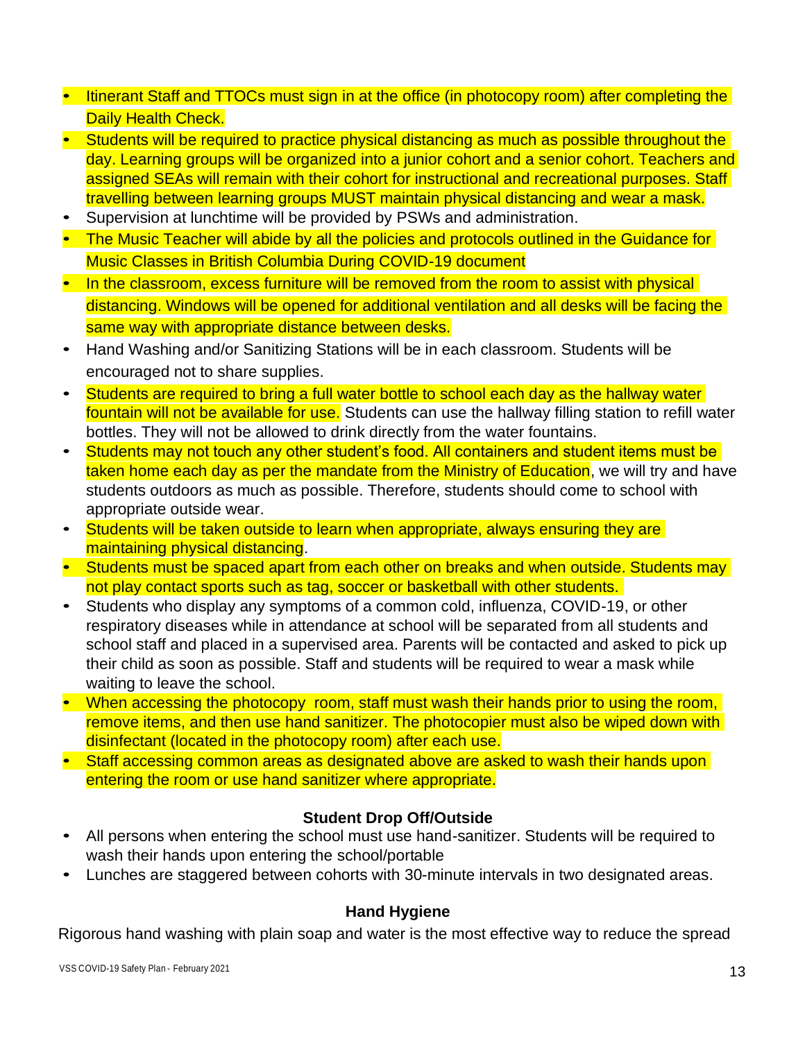- Itinerant Staff and TTOCs must sign in at the office (in photocopy room) after completing the Daily Health Check.
- Students will be required to practice physical distancing as much as possible throughout the day. Learning groups will be organized into a junior cohort and a senior cohort. Teachers and assigned SEAs will remain with their cohort for instructional and recreational purposes. Staff travelling between learning groups MUST maintain physical distancing and wear a mask.
- Supervision at lunchtime will be provided by PSWs and administration.
- The Music Teacher will abide by all the policies and protocols outlined in the Guidance for Music Classes in British Columbia During COVID-19 document
- In the classroom, excess furniture will be removed from the room to assist with physical distancing. Windows will be opened for additional ventilation and all desks will be facing the same way with appropriate distance between desks.
- Hand Washing and/or Sanitizing Stations will be in each classroom. Students will be encouraged not to share supplies.
- Students are required to bring a full water bottle to school each day as the hallway water fountain will not be available for use. Students can use the hallway filling station to refill water bottles. They will not be allowed to drink directly from the water fountains.
- Students may not touch any other student's food. All containers and student items must be taken home each day as per the mandate from the Ministry of Education, we will try and have students outdoors as much as possible. Therefore, students should come to school with appropriate outside wear.
- Students will be taken outside to learn when appropriate, always ensuring they are maintaining physical distancing.
- Students must be spaced apart from each other on breaks and when outside. Students may not play contact sports such as tag, soccer or basketball with other students.
- Students who display any symptoms of a common cold, influenza, COVID-19, or other respiratory diseases while in attendance at school will be separated from all students and school staff and placed in a supervised area. Parents will be contacted and asked to pick up their child as soon as possible. Staff and students will be required to wear a mask while waiting to leave the school.
- When accessing the photocopy room, staff must wash their hands prior to using the room, remove items, and then use hand sanitizer. The photocopier must also be wiped down with disinfectant (located in the photocopy room) after each use.
- Staff accessing common areas as designated above are asked to wash their hands upon entering the room or use hand sanitizer where appropriate.

### Student Drop Off/Outside

- All persons when entering the school must use hand-sanitizer. Students will be required to wash their hands upon entering the school/portable
- Lunches are staggered between cohorts with 30-minute intervals in two designated areas.

### Hand Hygiene

Rigorous hand washing with plain soap and water is the most effective way to reduce the spread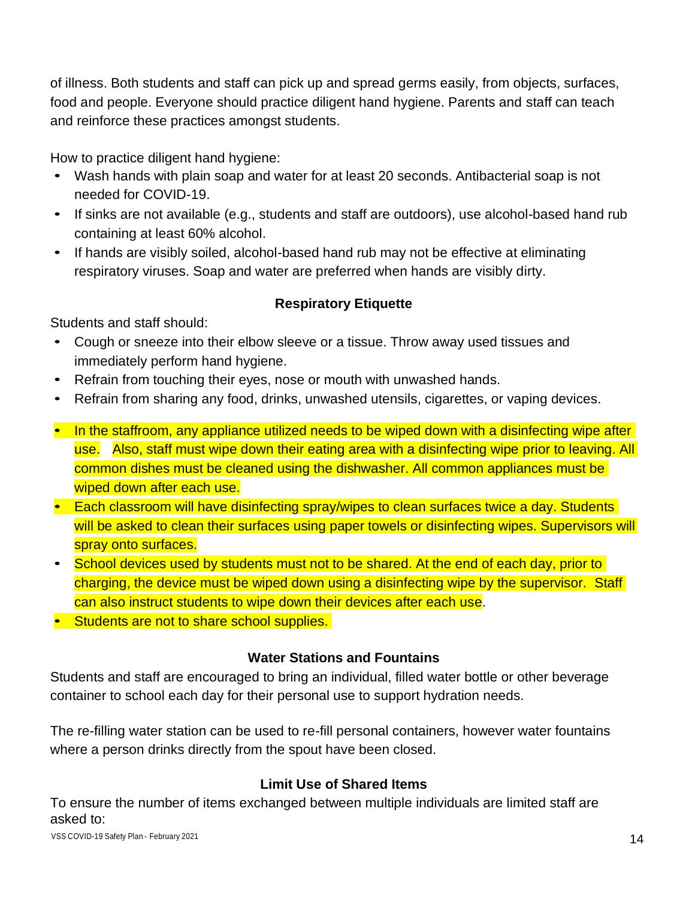of illness. Both students and staff can pick up and spread germs easily, from objects, surfaces, food and people. Everyone should practice diligent hand hygiene. Parents and staff can teach and reinforce these practices amongst students.

How to practice diligent hand hygiene:

- Wash hands with plain soap and water for at least 20 seconds. Antibacterial soap is not needed for COVID-19.
- If sinks are not available (e.g., students and staff are outdoors), use alcohol-based hand rub containing at least 60% alcohol.
- If hands are visibly soiled, alcohol-based hand rub may not be effective at eliminating respiratory viruses. Soap and water are preferred when hands are visibly dirty.

### Respiratory Etiquette

Students and staff should:

- Cough or sneeze into their elbow sleeve or a tissue. Throw away used tissues and immediately perform hand hygiene.
- Refrain from touching their eyes, nose or mouth with unwashed hands.
- Refrain from sharing any food, drinks, unwashed utensils, cigarettes, or vaping devices.

- In the staffroom, any appliance utilized needs to be wiped down with a disinfecting wipe after use. Also, staff must wipe down their eating area with a disinfecting wipe prior to leaving. All common dishes must be cleaned using the dishwasher. All common appliances must be wiped down after each use.
- Each classroom will have disinfecting spray/wipes to clean surfaces twice a day. Students will be asked to clean their surfaces using paper towels or disinfecting wipes. Supervisors will spray onto surfaces.
- School devices used by students must not to be shared. At the end of each day, prior to charging, the device must be wiped down using a disinfecting wipe by the supervisor. Staff can also instruct students to wipe down their devices after each use.
- Students are not to share school supplies.

### Water Stations and Fountains

Students and staff are encouraged to bring an individual, filled water bottle or other beverage container to school each day for their personal use to support hydration needs.

The re-filling water station can be used to re-fill personal containers, however water fountains where a person drinks directly from the spout have been closed.

### Limit Use of Shared Items

To ensure the number of items exchanged between multiple individuals are limited staff are asked to: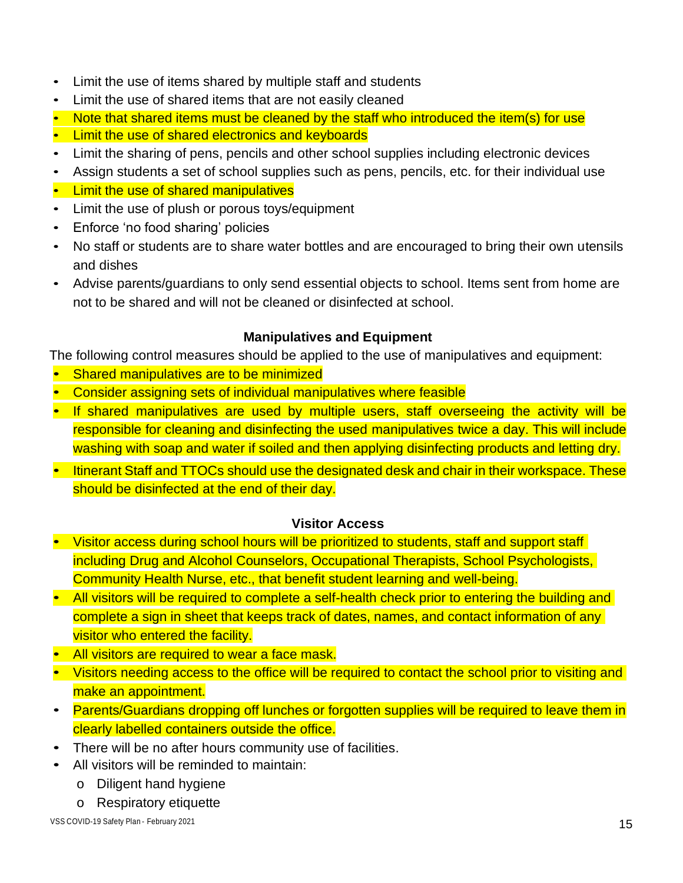- Limit the use of items shared by multiple staff and students
- Limit the use of shared items that are not easily cleaned
- Note that shared items must be cleaned by the staff who introduced the item(s) for use
- Limit the use of shared electronics and keyboards
- Limit the sharing of pens, pencils and other school supplies including electronic devices
- Assign students a set of school supplies such as pens, pencils, etc. for their individual use
- Limit the use of shared manipulatives
- Limit the use of plush or porous toys/equipment
- Enforce 'no food sharing' policies
- No staff or students are to share water bottles and are encouraged to bring their own utensils and dishes
- Advise parents/guardians to only send essential objects to school. Items sent from home are not to be shared and will not be cleaned or disinfected at school.

**Manipulatives and Equipment**

The following control measures should be applied to the use of manipulatives and equipment:

- Shared manipulatives are to be minimized
- Consider assigning sets of individual manipulatives where feasible
- If shared manipulatives are used by multiple users, staff overseeing the activity will be responsible for cleaning and disinfecting the used manipulatives twice a day. This will include washing with soap and water if soiled and then applying disinfecting products and letting dry.
- Itinerant Staff and TTOCs should use the designated desk and chair in their workspace. These should be disinfected at the end of their day.

**Visitor Access**

- Visitor access during school hours will be prioritized to students, staff and support staff including Drug and Alcohol Counselors, Occupational Therapists, School Psychologists, Community Health Nurse, etc., that benefit student learning and well-being.
- All visitors will be required to complete a self-health check prior to entering the building and complete a sign in sheet that keeps track of dates, names, and contact information of any visitor who entered the facility.
- All visitors are required to wear a face mask.
- Visitors needing access to the office will be required to contact the school prior to visiting and make an appointment.
- Parents/Guardians dropping off lunches or forgotten supplies will be required to leave them in clearly labelled containers outside the office.
- There will be no after hours community use of facilities.
- All visitors will be reminded to maintain:
  - Diligent hand hygiene
  - Respiratory etiquette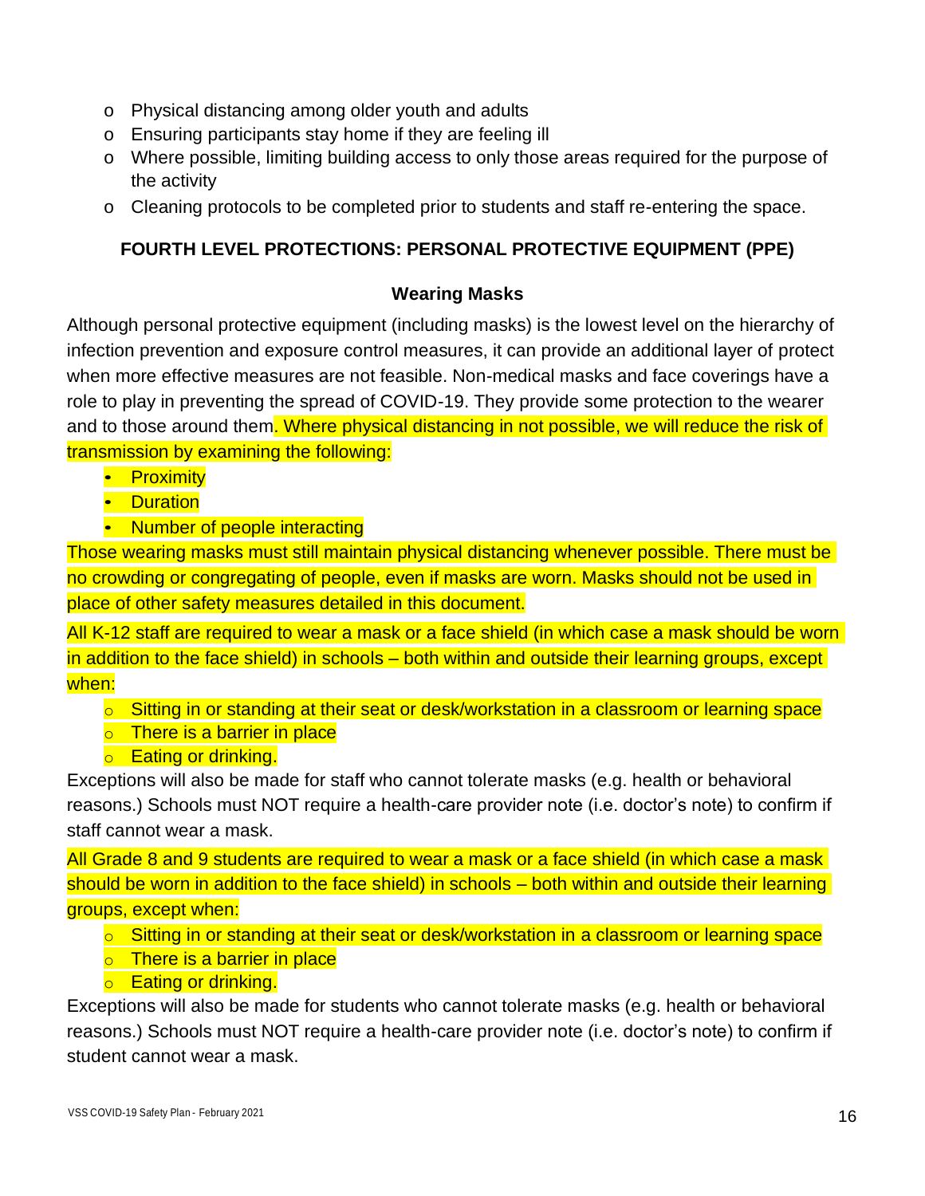- Physical distancing among older youth and adults
- Ensuring participants stay home if they are feeling ill
- Where possible, limiting building access to only those areas required for the purpose of the activity
- Cleaning protocols to be completed prior to students and staff re-entering the space.

## FOURTH LEVEL PROTECTIONS: PERSONAL PROTECTIVE EQUIPMENT (PPE)

### Wearing Masks

Although personal protective equipment (including masks) is the lowest level on the hierarchy of infection prevention and exposure control measures, it can provide an additional layer of protect when more effective measures are not feasible. Non-medical masks and face coverings have a role to play in preventing the spread of COVID-19. They provide some protection to the wearer and to those around them. Where physical distancing in not possible, we will reduce the risk of transmission by examining the following:

- Proximity
- Duration
- Number of people interacting

Those wearing masks must still maintain physical distancing whenever possible. There must be no crowding or congregating of people, even if masks are worn. Masks should not be used in place of other safety measures detailed in this document.

All K-12 staff are required to wear a mask or a face shield (in which case a mask should be worn in addition to the face shield) in schools – both within and outside their learning groups, except when:

- Sitting in or standing at their seat or desk/workstation in a classroom or learning space
- There is a barrier in place
- Eating or drinking.

Exceptions will also be made for staff who cannot tolerate masks (e.g. health or behavioral reasons.) Schools must NOT require a health-care provider note (i.e. doctor's note) to confirm if staff cannot wear a mask.

All Grade 8 and 9 students are required to wear a mask or a face shield (in which case a mask should be worn in addition to the face shield) in schools – both within and outside their learning groups, except when:

- Sitting in or standing at their seat or desk/workstation in a classroom or learning space
- There is a barrier in place
- Eating or drinking.

Exceptions will also be made for students who cannot tolerate masks (e.g. health or behavioral reasons.) Schools must NOT require a health-care provider note (i.e. doctor's note) to confirm if student cannot wear a mask.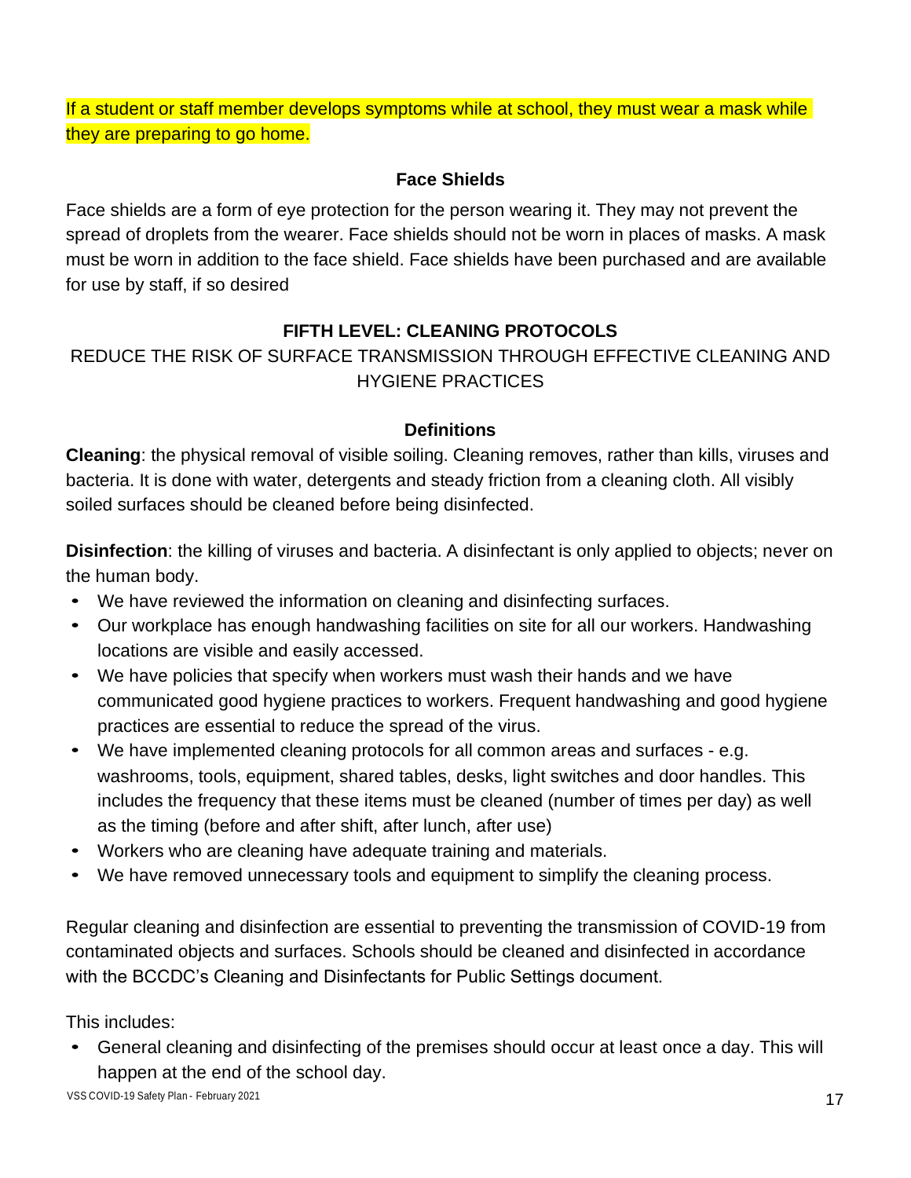If a student or staff member develops symptoms while at school, they must wear a mask while they are preparing to go home.

### Face Shields

Face shields are a form of eye protection for the person wearing it. They may not prevent the spread of droplets from the wearer. Face shields should not be worn in places of masks. A mask must be worn in addition to the face shield. Face shields have been purchased and are available for use by staff, if so desired

## FIFTH LEVEL: CLEANING PROTOCOLS

REDUCE THE RISK OF SURFACE TRANSMISSION THROUGH EFFECTIVE CLEANING AND HYGIENE PRACTICES

### Definitions

**Cleaning**: the physical removal of visible soiling. Cleaning removes, rather than kills, viruses and bacteria. It is done with water, detergents and steady friction from a cleaning cloth. All visibly soiled surfaces should be cleaned before being disinfected.

**Disinfection**: the killing of viruses and bacteria. A disinfectant is only applied to objects; never on the human body.

- We have reviewed the information on cleaning and disinfecting surfaces.
- Our workplace has enough handwashing facilities on site for all our workers. Handwashing locations are visible and easily accessed.
- We have policies that specify when workers must wash their hands and we have communicated good hygiene practices to workers. Frequent handwashing and good hygiene practices are essential to reduce the spread of the virus.
- We have implemented cleaning protocols for all common areas and surfaces - e.g. washrooms, tools, equipment, shared tables, desks, light switches and door handles. This includes the frequency that these items must be cleaned (number of times per day) as well as the timing (before and after shift, after lunch, after use)
- Workers who are cleaning have adequate training and materials.
- We have removed unnecessary tools and equipment to simplify the cleaning process.

Regular cleaning and disinfection are essential to preventing the transmission of COVID-19 from contaminated objects and surfaces. Schools should be cleaned and disinfected in accordance with the BCCDC's Cleaning and Disinfectants for Public Settings document.

This includes:

- General cleaning and disinfecting of the premises should occur at least once a day. This will happen at the end of the school day.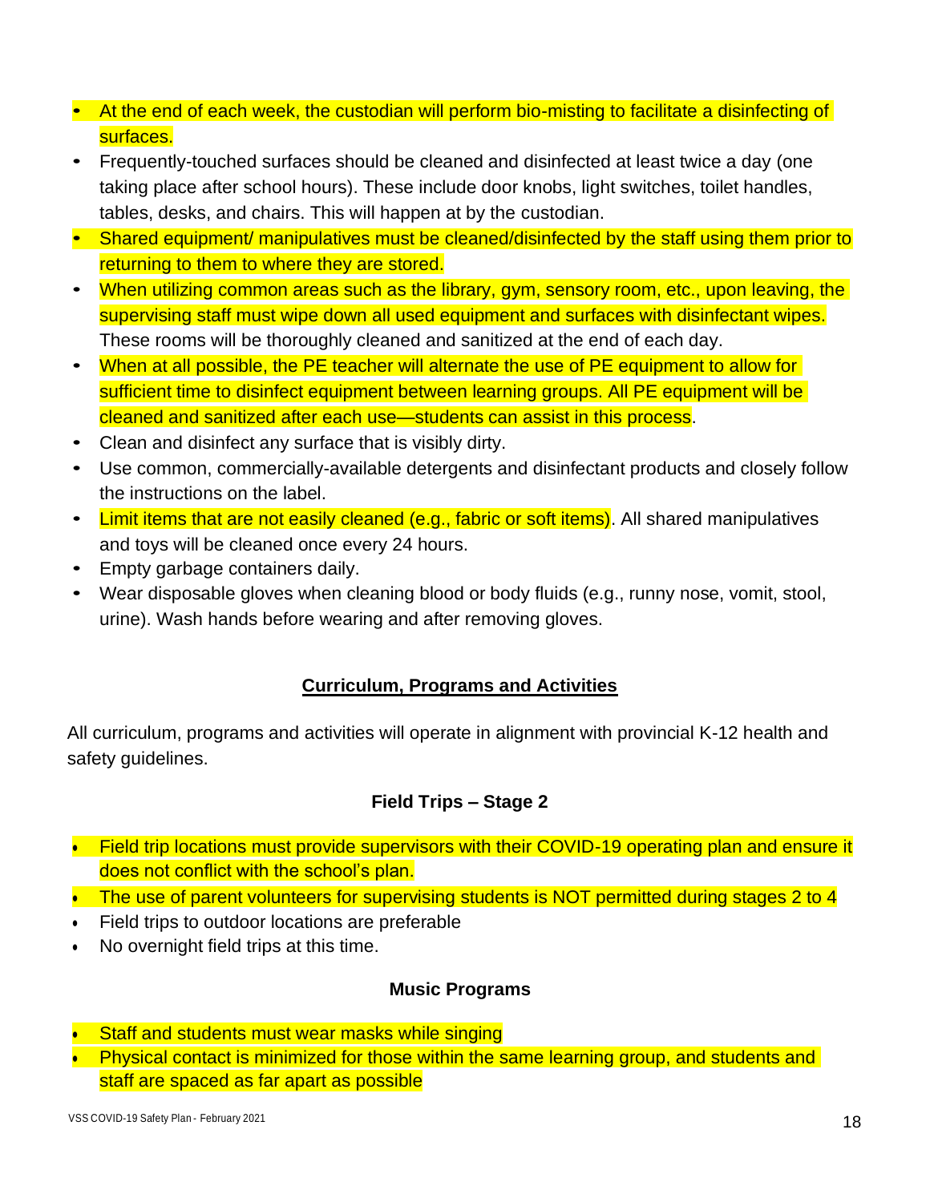- At the end of each week, the custodian will perform bio-misting to facilitate a disinfecting of surfaces.
- Frequently-touched surfaces should be cleaned and disinfected at least twice a day (one taking place after school hours). These include door knobs, light switches, toilet handles, tables, desks, and chairs. This will happen at by the custodian.
- Shared equipment/ manipulatives must be cleaned/disinfected by the staff using them prior to returning to them to where they are stored.
- When utilizing common areas such as the library, gym, sensory room, etc., upon leaving, the supervising staff must wipe down all used equipment and surfaces with disinfectant wipes. These rooms will be thoroughly cleaned and sanitized at the end of each day.
- When at all possible, the PE teacher will alternate the use of PE equipment to allow for sufficient time to disinfect equipment between learning groups. All PE equipment will be cleaned and sanitized after each use—students can assist in this process.
- Clean and disinfect any surface that is visibly dirty.
- Use common, commercially-available detergents and disinfectant products and closely follow the instructions on the label.
- Limit items that are not easily cleaned (e.g., fabric or soft items). All shared manipulatives and toys will be cleaned once every 24 hours.
- Empty garbage containers daily.
- Wear disposable gloves when cleaning blood or body fluids (e.g., runny nose, vomit, stool, urine). Wash hands before wearing and after removing gloves.

## Curriculum, Programs and Activities

All curriculum, programs and activities will operate in alignment with provincial K-12 health and safety guidelines.

### Field Trips – Stage 2

- Field trip locations must provide supervisors with their COVID-19 operating plan and ensure it does not conflict with the school's plan.
- The use of parent volunteers for supervising students is NOT permitted during stages 2 to 4
- Field trips to outdoor locations are preferable
- No overnight field trips at this time.

### Music Programs

- Staff and students must wear masks while singing
- Physical contact is minimized for those within the same learning group, and students and staff are spaced as far apart as possible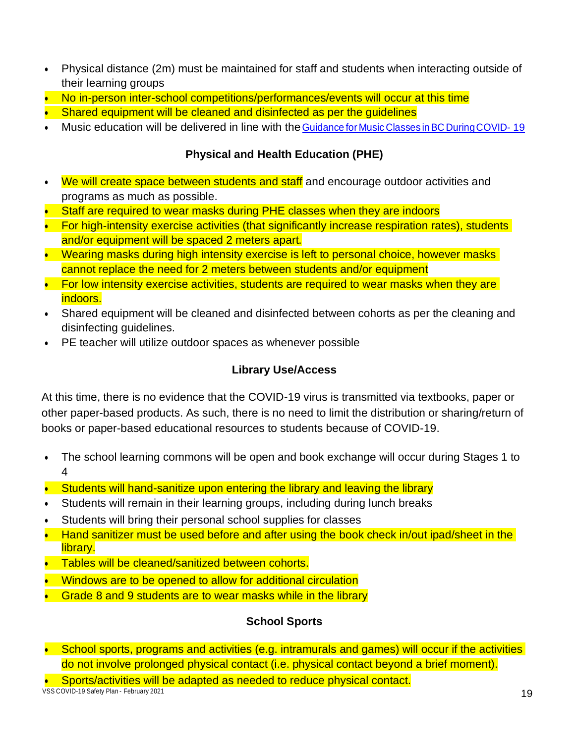- Physical distance (2m) must be maintained for staff and students when interacting outside of their learning groups
- No in-person inter-school competitions/performances/events will occur at this time
- Shared equipment will be cleaned and disinfected as per the guidelines
- Music education will be delivered in line with the [Guidance for Music Classes in BC During COVID- 19]

### Physical and Health Education (PHE)

- We will create space between students and staff and encourage outdoor activities and programs as much as possible.
- Staff are required to wear masks during PHE classes when they are indoors
- For high-intensity exercise activities (that significantly increase respiration rates), students and/or equipment will be spaced 2 meters apart.
- Wearing masks during high intensity exercise is left to personal choice, however masks cannot replace the need for 2 meters between students and/or equipment
- For low intensity exercise activities, students are required to wear masks when they are indoors.
- Shared equipment will be cleaned and disinfected between cohorts as per the cleaning and disinfecting guidelines.
- PE teacher will utilize outdoor spaces as whenever possible

### Library Use/Access

At this time, there is no evidence that the COVID-19 virus is transmitted via textbooks, paper or other paper-based products. As such, there is no need to limit the distribution or sharing/return of books or paper-based educational resources to students because of COVID-19.

- The school learning commons will be open and book exchange will occur during Stages 1 to 4
- Students will hand-sanitize upon entering the library and leaving the library
- Students will remain in their learning groups, including during lunch breaks
- Students will bring their personal school supplies for classes
- Hand sanitizer must be used before and after using the book check in/out ipad/sheet in the library.
- Tables will be cleaned/sanitized between cohorts.
- Windows are to be opened to allow for additional circulation
- Grade 8 and 9 students are to wear masks while in the library

### School Sports

- School sports, programs and activities (e.g. intramurals and games) will occur if the activities do not involve prolonged physical contact (i.e. physical contact beyond a brief moment).
- Sports/activities will be adapted as needed to reduce physical contact.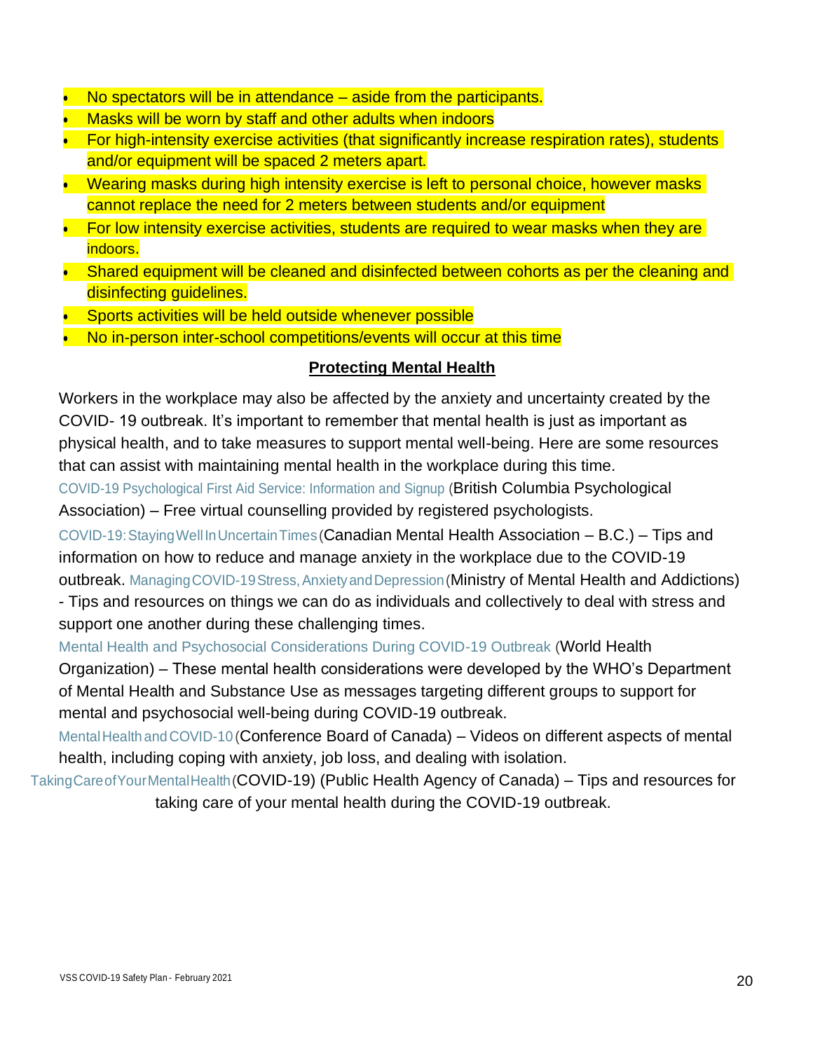- No spectators will be in attendance – aside from the participants.
- Masks will be worn by staff and other adults when indoors
- For high-intensity exercise activities (that significantly increase respiration rates), students and/or equipment will be spaced 2 meters apart.
- Wearing masks during high intensity exercise is left to personal choice, however masks cannot replace the need for 2 meters between students and/or equipment
- For low intensity exercise activities, students are required to wear masks when they are indoors.
- Shared equipment will be cleaned and disinfected between cohorts as per the cleaning and disinfecting guidelines.
- Sports activities will be held outside whenever possible
- No in-person inter-school competitions/events will occur at this time

## Protecting Mental Health

Workers in the workplace may also be affected by the anxiety and uncertainty created by the COVID- 19 outbreak. It's important to remember that mental health is just as important as physical health, and to take measures to support mental well-being. Here are some resources that can assist with maintaining mental health in the workplace during this time.

COVID-19 Psychological First Aid Service: Information and Signup (British Columbia Psychological Association) – Free virtual counselling provided by registered psychologists.

COVID-19: Staying Well In Uncertain Times (Canadian Mental Health Association – B.C.) – Tips and information on how to reduce and manage anxiety in the workplace due to the COVID-19 outbreak. Managing COVID-19 Stress, Anxiety and Depression (Ministry of Mental Health and Addictions) - Tips and resources on things we can do as individuals and collectively to deal with stress and support one another during these challenging times.

Mental Health and Psychosocial Considerations During COVID-19 Outbreak (World Health Organization) – These mental health considerations were developed by the WHO's Department of Mental Health and Substance Use as messages targeting different groups to support for mental and psychosocial well-being during COVID-19 outbreak.

Mental Health and COVID-10 (Conference Board of Canada) – Videos on different aspects of mental health, including coping with anxiety, job loss, and dealing with isolation.

Taking Care of Your Mental Health (COVID-19) (Public Health Agency of Canada) – Tips and resources for taking care of your mental health during the COVID-19 outbreak.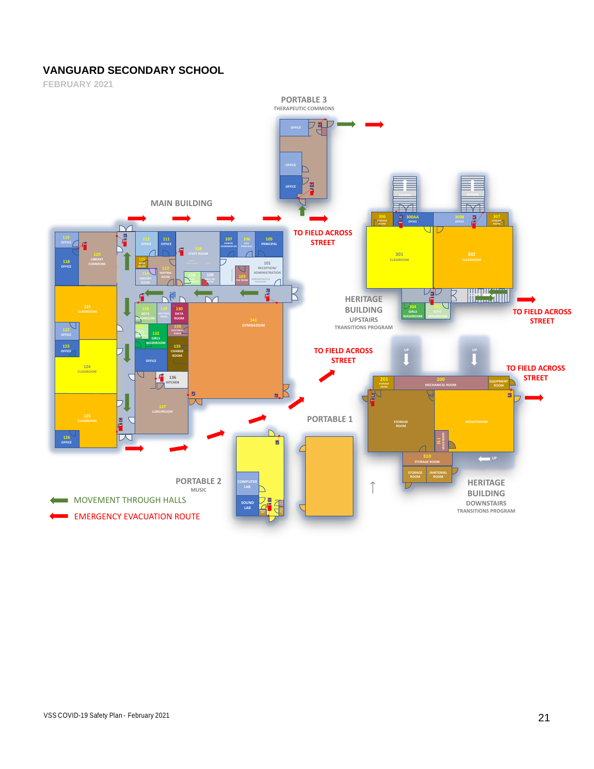# VANGUARD SECONDARY SCHOOL

FEBRUARY 2021

PORTABLE 3
THERAPEUTIC COMMONS

MAIN BUILDING

TO FIELD ACROSS STREET

HERITAGE BUILDING
UPSTAIRS
TRANSITIONS PROGRAM

TO FIELD ACROSS STREET

TO FIELD ACROSS STREET

TO FIELD ACROSS STREET

PORTABLE 1

PORTABLE 2
MUSIC

HERITAGE BUILDING
DOWNSTAIRS
TRANSITIONS PROGRAM

MOVEMENT THROUGH HALLS

EMERGENCY EVACUATION ROUTE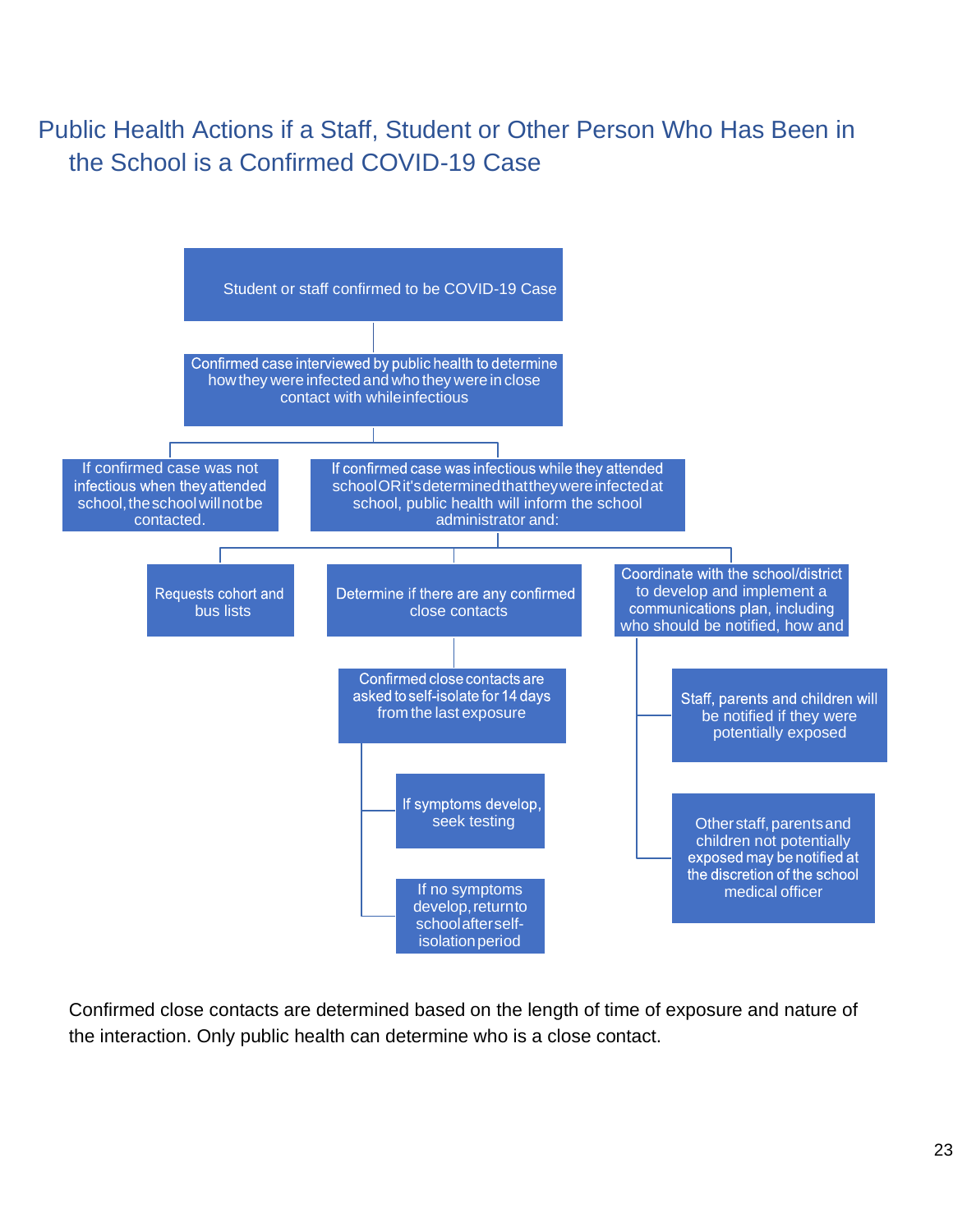## Public Health Actions if a Staff, Student or Other Person Who Has Been in the School is a Confirmed COVID-19 Case

- Student or staff confirmed to be COVID-19 Case
  - Confirmed case interviewed by public health to determine how they were infected and who they were in close contact with while infectious
    - If confirmed case was not infectious when they attended school, the school will not be contacted.
    - If confirmed case was infectious while they attended school OR it's determined that they were infected at school, public health will inform the school administrator and:
      - Requests cohort and bus lists
      - Determine if there are any confirmed close contacts
        - Confirmed close contacts are asked to self-isolate for 14 days from the last exposure
          - If symptoms develop, seek testing
          - If no symptoms develop, return to school after self-isolation period
      - Coordinate with the school/district to develop and implement a communications plan, including who should be notified, how and
        - Staff, parents and children will be notified if they were potentially exposed
        - Other staff, parents and children not potentially exposed may be notified at the discretion of the school medical officer

Confirmed close contacts are determined based on the length of time of exposure and nature of the interaction. Only public health can determine who is a close contact.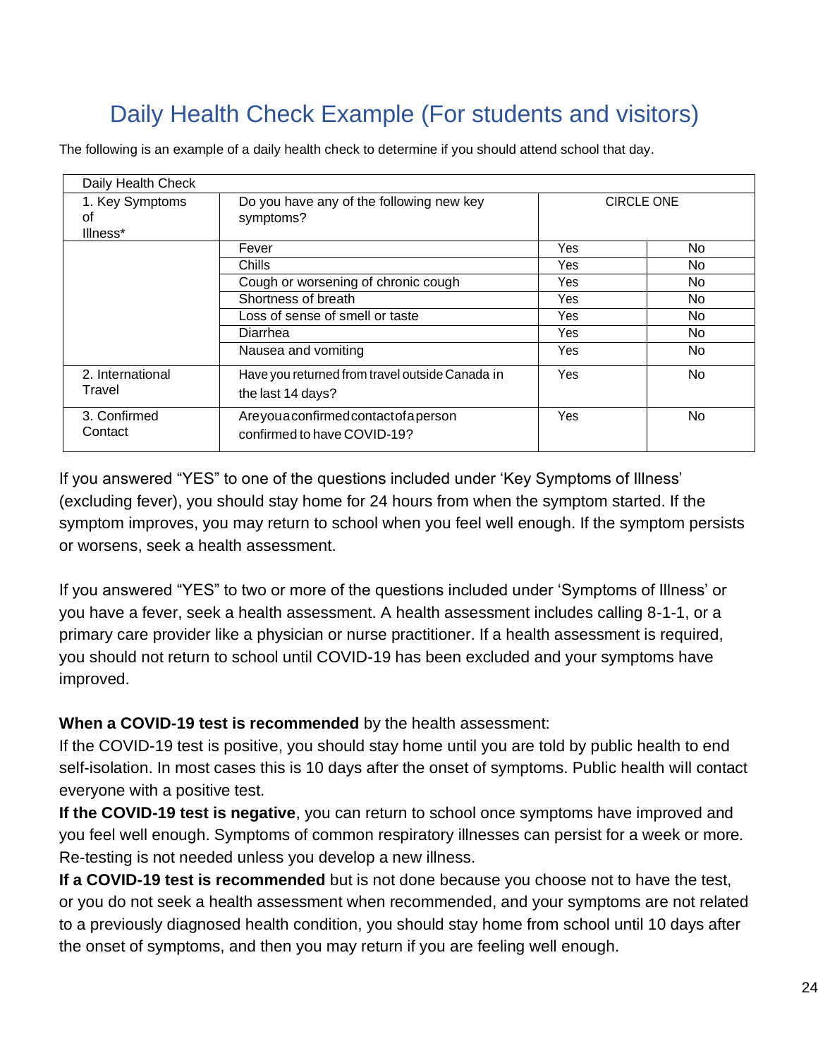# Daily Health Check Example (For students and visitors)

The following is an example of a daily health check to determine if you should attend school that day.

| Daily Health Check | | | |
|---|---|---|---|
| 1. Key Symptoms of Illness* | Do you have any of the following new key symptoms? | CIRCLE ONE | |
| | Fever | Yes | No |
| | Chills | Yes | No |
| | Cough or worsening of chronic cough | Yes | No |
| | Shortness of breath | Yes | No |
| | Loss of sense of smell or taste | Yes | No |
| | Diarrhea | Yes | No |
| | Nausea and vomiting | Yes | No |
| 2. International Travel | Have you returned from travel outside Canada in the last 14 days? | Yes | No |
| 3. Confirmed Contact | Are you a confirmed contact of a person confirmed to have COVID-19? | Yes | No |

If you answered "YES" to one of the questions included under 'Key Symptoms of Illness' (excluding fever), you should stay home for 24 hours from when the symptom started. If the symptom improves, you may return to school when you feel well enough. If the symptom persists or worsens, seek a health assessment.

If you answered "YES" to two or more of the questions included under 'Symptoms of Illness' or you have a fever, seek a health assessment. A health assessment includes calling 8-1-1, or a primary care provider like a physician or nurse practitioner. If a health assessment is required, you should not return to school until COVID-19 has been excluded and your symptoms have improved.

**When a COVID-19 test is recommended** by the health assessment:
If the COVID-19 test is positive, you should stay home until you are told by public health to end self-isolation. In most cases this is 10 days after the onset of symptoms. Public health will contact everyone with a positive test.
**If the COVID-19 test is negative**, you can return to school once symptoms have improved and you feel well enough. Symptoms of common respiratory illnesses can persist for a week or more. Re-testing is not needed unless you develop a new illness.
**If a COVID-19 test is recommended** but is not done because you choose not to have the test, or you do not seek a health assessment when recommended, and your symptoms are not related to a previously diagnosed health condition, you should stay home from school until 10 days after the onset of symptoms, and then you may return if you are feeling well enough.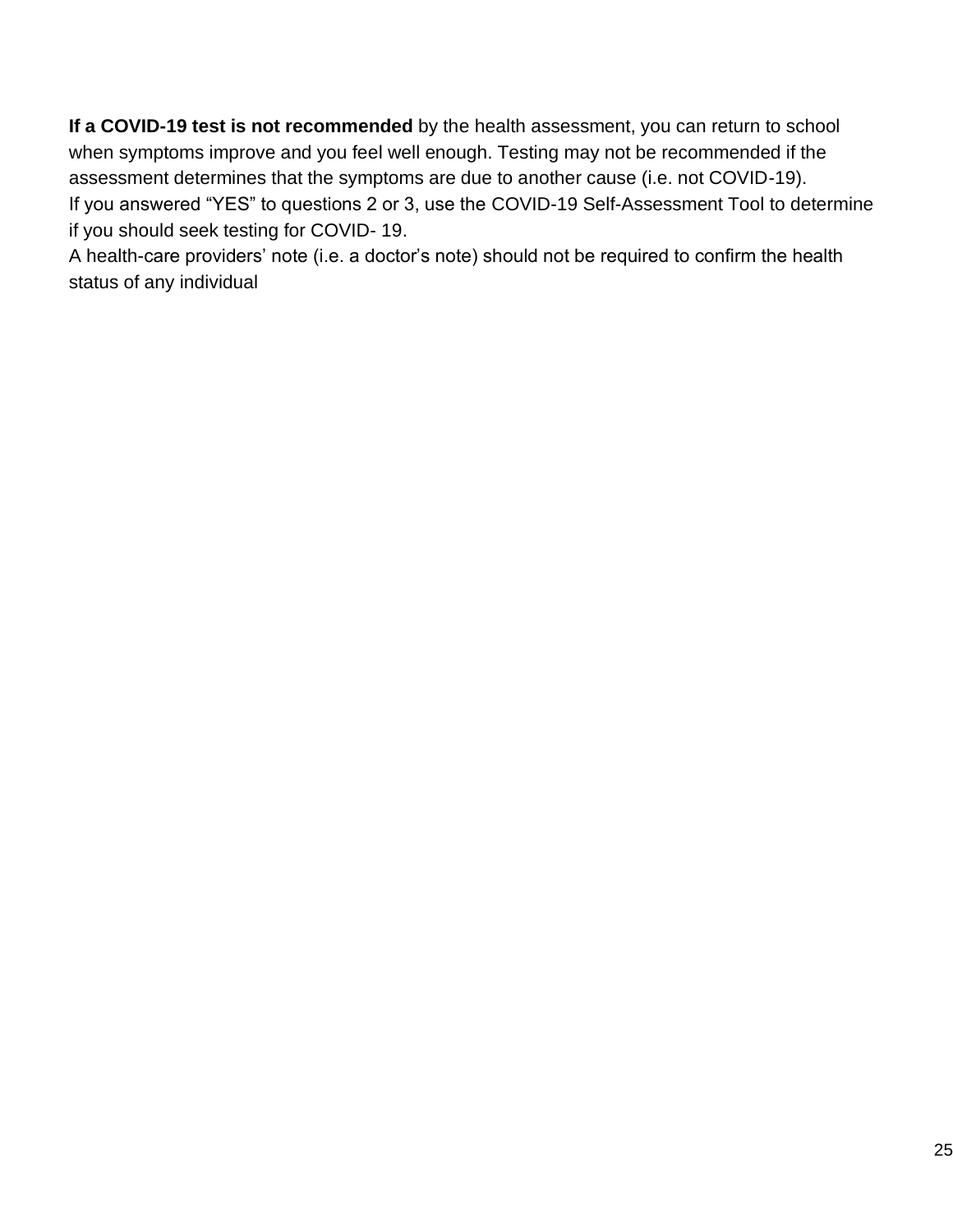**If a COVID-19 test is not recommended** by the health assessment, you can return to school when symptoms improve and you feel well enough. Testing may not be recommended if the assessment determines that the symptoms are due to another cause (i.e. not COVID-19).
If you answered “YES” to questions 2 or 3, use the COVID-19 Self-Assessment Tool to determine if you should seek testing for COVID- 19.
A health-care providers’ note (i.e. a doctor’s note) should not be required to confirm the health status of any individual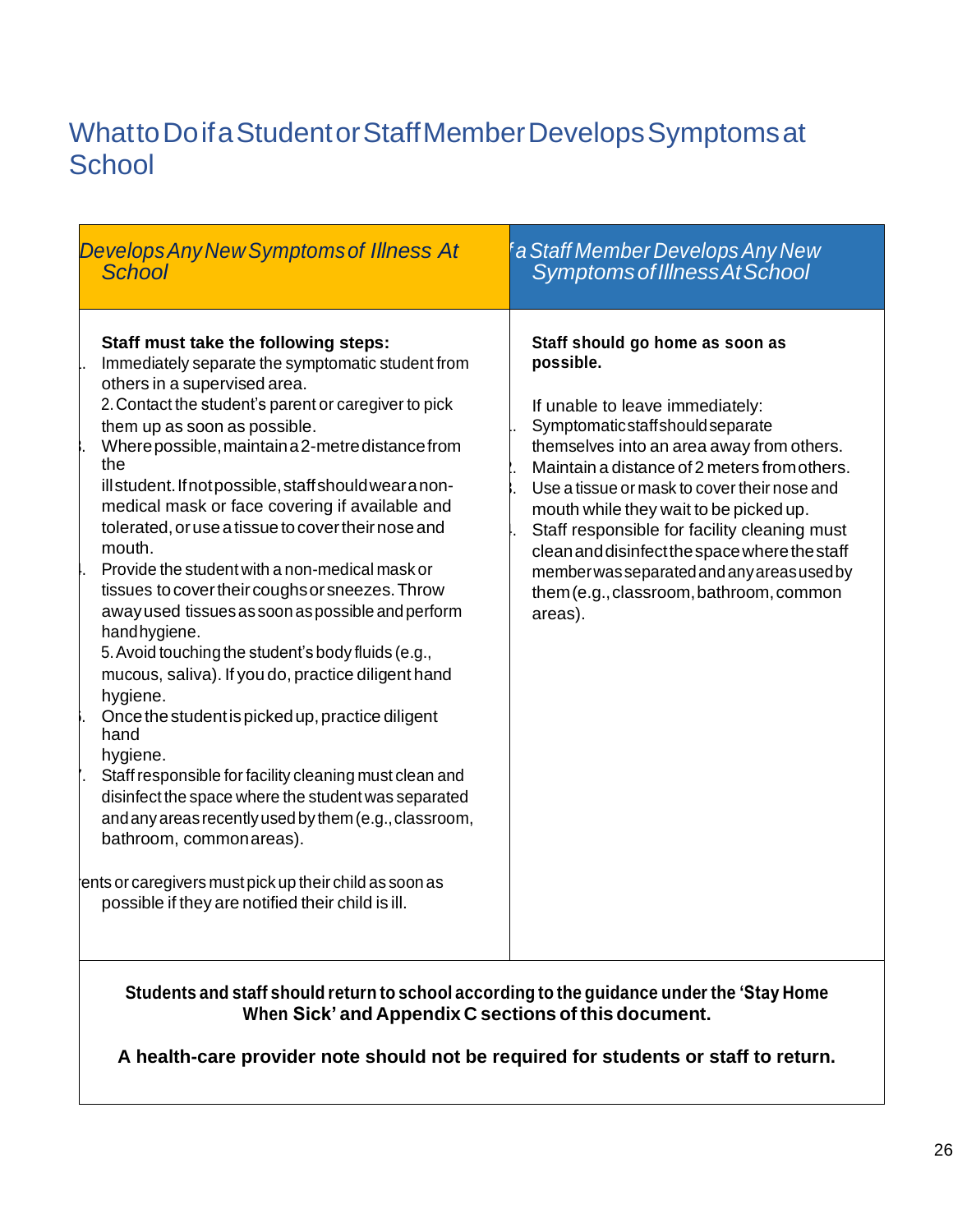# What to Do if a Student or Staff Member Develops Symptoms at School

| *Develops Any New Symptoms of Illness At School* | *a Staff Member Develops Any New Symptoms of Illness At School* |
|---|---|
| **Staff must take the following steps:**<br>1. Immediately separate the symptomatic student from others in a supervised area.<br>2. Contact the student's parent or caregiver to pick them up as soon as possible.<br>3. Where possible, maintain a 2-metre distance from the ill student. If not possible, staff should wear a non-medical mask or face covering if available and tolerated, or use a tissue to cover their nose and mouth.<br>4. Provide the student with a non-medical mask or tissues to cover their coughs or sneezes. Throw away used tissues as soon as possible and perform hand hygiene.<br>5. Avoid touching the student's body fluids (e.g., mucous, saliva). If you do, practice diligent hand hygiene.<br>6. Once the student is picked up, practice diligent hand hygiene.<br>7. Staff responsible for facility cleaning must clean and disinfect the space where the student was separated and any areas recently used by them (e.g., classroom, bathroom, common areas).<br><br>ents or caregivers must pick up their child as soon as possible if they are notified their child is ill. | **Staff should go home as soon as possible.**<br><br>If unable to leave immediately:<br>1. Symptomatic staff should separate themselves into an area away from others.<br>2. Maintain a distance of 2 meters from others.<br>3. Use a tissue or mask to cover their nose and mouth while they wait to be picked up.<br>4. Staff responsible for facility cleaning must clean and disinfect the space where the staff member was separated and any areas used by them (e.g., classroom, bathroom, common areas). |

**Students and staff should return to school according to the guidance under the 'Stay Home When Sick' and Appendix C sections of this document.**

**A health-care provider note should not be required for students or staff to return.**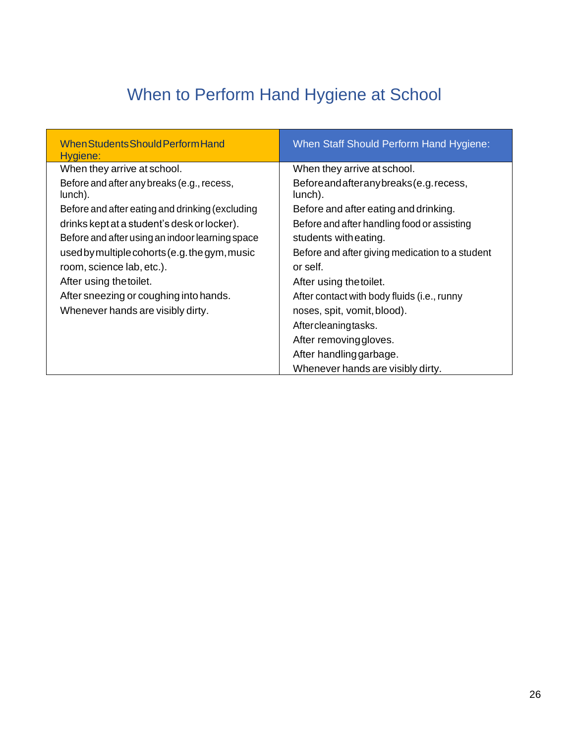# When to Perform Hand Hygiene at School

| When Students Should Perform Hand Hygiene: | When Staff Should Perform Hand Hygiene: |
|---|---|
| When they arrive at school.<br>Before and after any breaks (e.g., recess, lunch).<br>Before and after eating and drinking (excluding drinks kept at a student's desk or locker).<br>Before and after using an indoor learning space used by multiple cohorts (e.g. the gym, music room, science lab, etc.).<br>After using the toilet.<br>After sneezing or coughing into hands.<br>Whenever hands are visibly dirty. | When they arrive at school.<br>Before and after any breaks (e.g. recess, lunch).<br>Before and after eating and drinking.<br>Before and after handling food or assisting students with eating.<br>Before and after giving medication to a student or self.<br>After using the toilet.<br>After contact with body fluids (i.e., runny noses, spit, vomit, blood).<br>After cleaning tasks.<br>After removing gloves.<br>After handling garbage.<br>Whenever hands are visibly dirty. |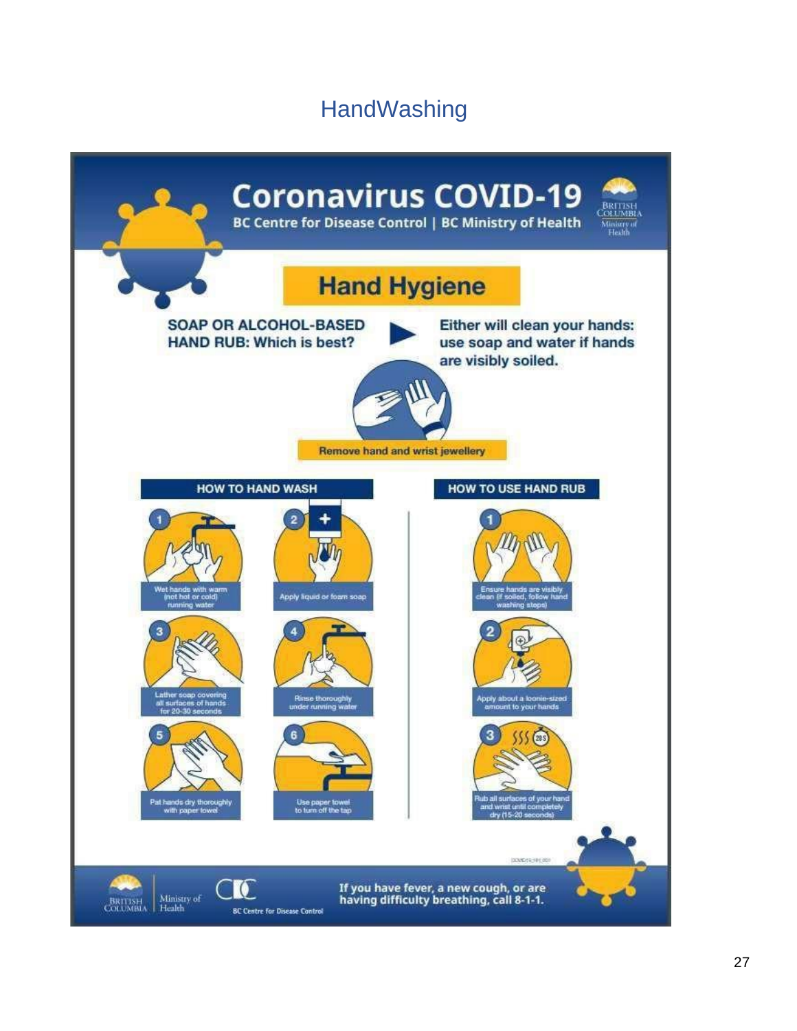# HandWashing

## Coronavirus COVID-19

BC Centre for Disease Control | BC Ministry of Health

British Columbia Ministry of Health

### Hand Hygiene

**SOAP OR ALCOHOL-BASED HAND RUB: Which is best?** ► **Either will clean your hands: use soap and water if hands are visibly soiled.**

Remove hand and wrist jewellery

#### HOW TO HAND WASH

1. Wet hands with warm (not hot or cold) running water
2. Apply liquid or foam soap
3. Lather soap covering all surfaces of hands for 20-30 seconds
4. Rinse thoroughly under running water
5. Pat hands dry thoroughly with paper towel
6. Use paper towel to turn off the tap

#### HOW TO USE HAND RUB

1. Ensure hands are visibly clean (if soiled, follow hand washing steps)
2. Apply about a loonie-sized amount to your hands
3. Rub all surfaces of your hand and wrist until completely dry (15-20 seconds)

British Columbia | Ministry of Health | BC Centre for Disease Control

**If you have fever, a new cough, or are having difficulty breathing, call 8-1-1.**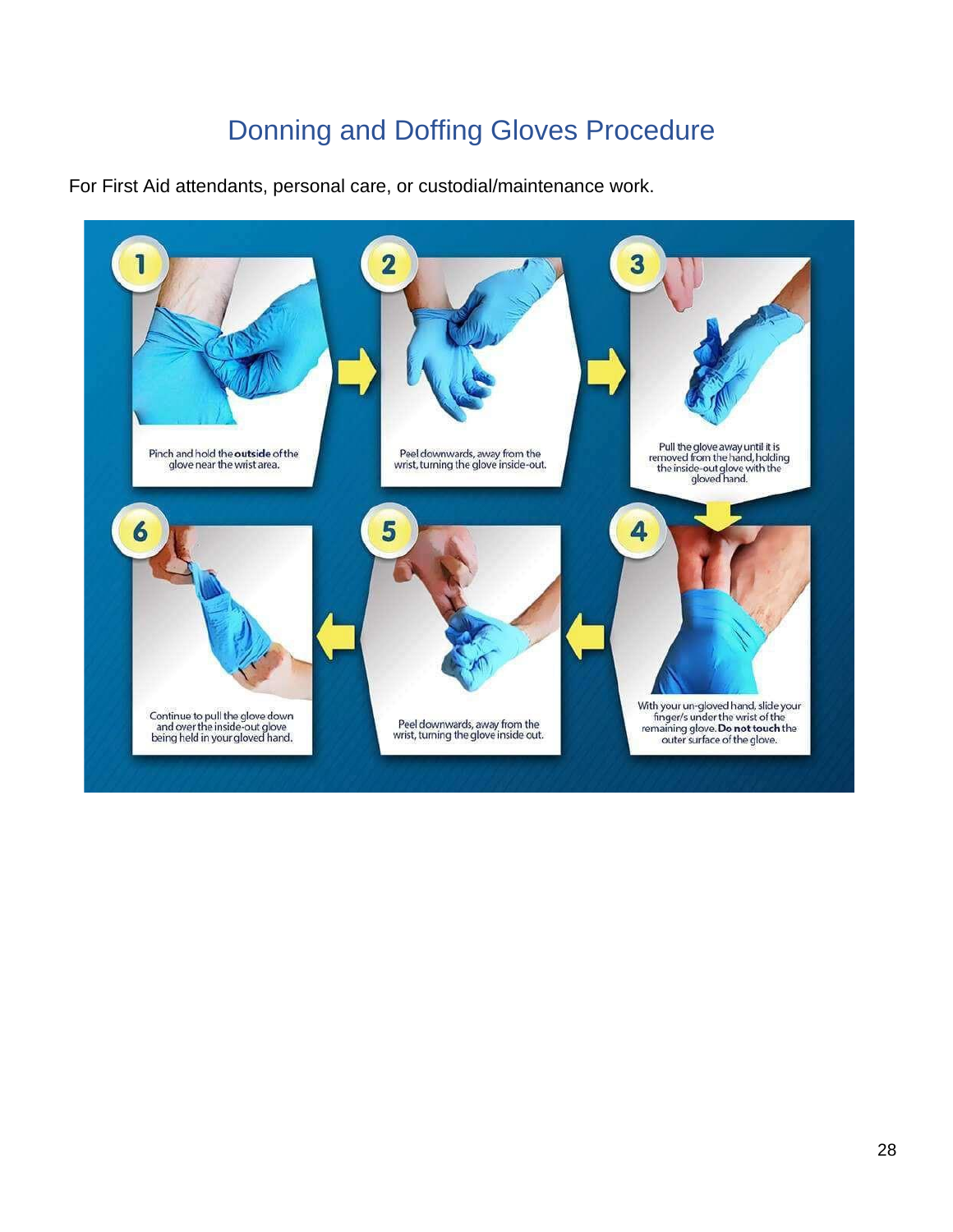# Donning and Doffing Gloves Procedure

For First Aid attendants, personal care, or custodial/maintenance work.

1. Pinch and hold the **outside** of the glove near the wrist area.
2. Peel downwards, away from the wrist, turning the glove inside-out.
3. Pull the glove away until it is removed from the hand, holding the inside-out glove with the gloved hand.
4. With your un-gloved hand, slide your finger/s under the wrist of the remaining glove. **Do not touch** the outer surface of the glove.
5. Peel downwards, away from the wrist, turning the glove inside out.
6. Continue to pull the glove down and over the inside-out glove being held in your gloved hand.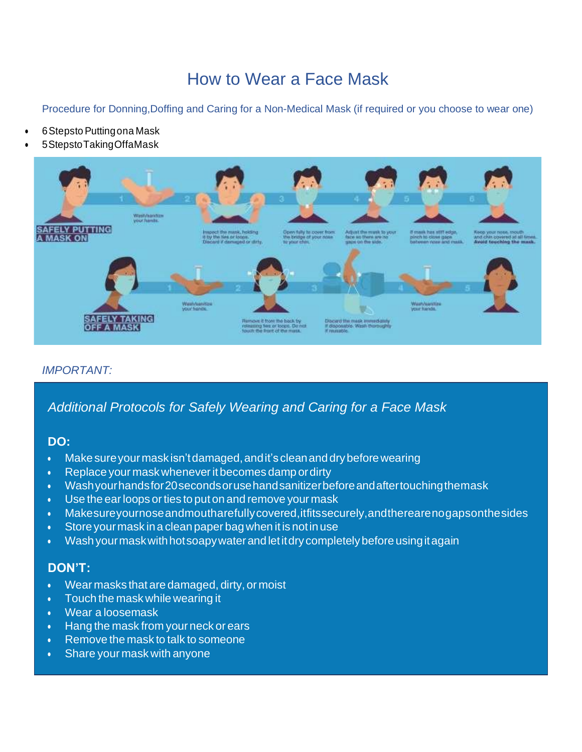# How to Wear a Face Mask

Procedure for Donning,Doffing and Caring for a Non-Medical Mask (if required or you choose to wear one)

- 6 Steps to Putting on a Mask
- 5 Steps to Taking Off a Mask

SAFELY PUTTING A MASK ON

1 Wash/sanitize your hands.

2 Inspect the mask, holding it by the ties or loops. Discard if damaged or dirty.

3 Open fully to cover from the bridge of your nose to your chin.

4 Adjust the mask to your face so there are no gaps on the side.

5 If mask has stiff edge, pinch to close gaps between nose and mask.

6 Keep your nose, mouth and chin covered at all times. **Avoid touching the mask.**

SAFELY TAKING OFF A MASK

1 Wash/sanitize your hands.

2 Remove it from the back by releasing ties or loops. Do not touch the front of the mask.

3 Discard the mask immediately if disposable. Wash thoroughly if reusable.

4 Wash/sanitize your hands.

5

*IMPORTANT:*

## *Additional Protocols for Safely Wearing and Caring for a Face Mask*

**DO:**

- Make sure your mask isn't damaged, and it's clean and dry before wearing
- Replace your mask whenever it becomes damp or dirty
- Wash your hands for 20 seconds or use hand sanitizer before and after touching the mask
- Use the ear loops or ties to put on and remove your mask
- Make sure your nose and mouth are fully covered, it fits securely, and there are no gaps on the sides
- Store your mask in a clean paper bag when it is not in use
- Wash your mask with hot soapy water and let it dry completely before using it again

**DON'T:**

- Wear masks that are damaged, dirty, or moist
- Touch the mask while wearing it
- Wear a loose mask
- Hang the mask from your neck or ears
- Remove the mask to talk to someone
- Share your mask with anyone